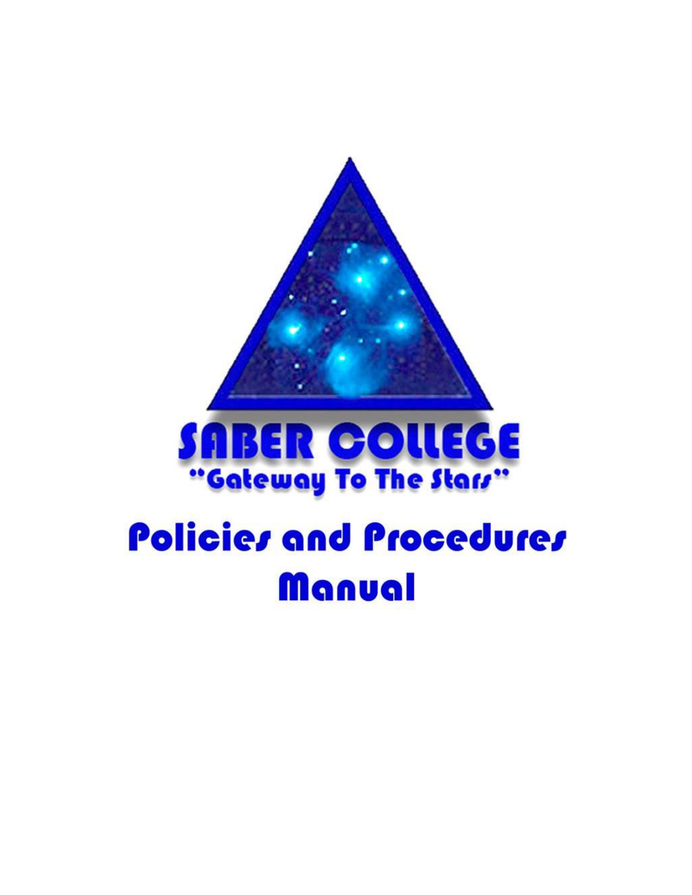# SABER COLLEGE

"Gateway To The Stars"

# Policies and Procedures Manual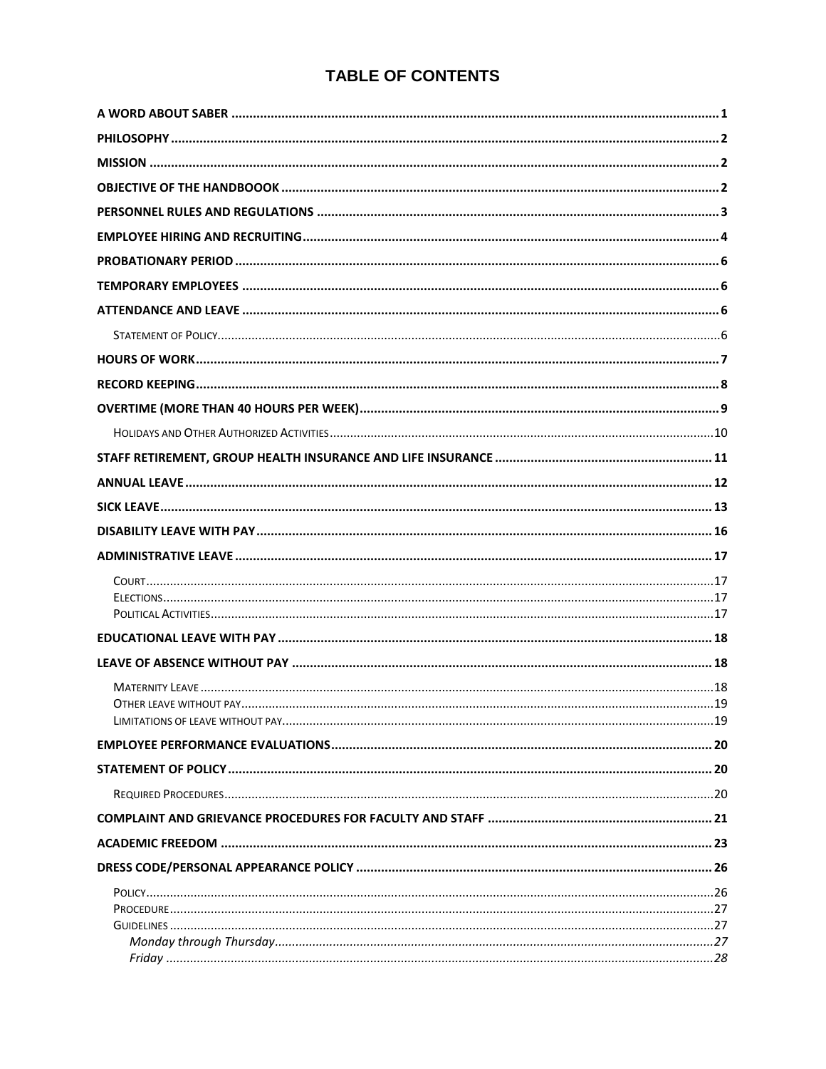# TABLE OF CONTENTS

**A WORD ABOUT SABER** ........ 1

**PHILOSOPHY** ........ 2

**MISSION** ........ 2

**OBJECTIVE OF THE HANDBOOOK** ........ 2

**PERSONNEL RULES AND REGULATIONS** ........ 3

**EMPLOYEE HIRING AND RECRUITING** ........ 4

**PROBATIONARY PERIOD** ........ 6

**TEMPORARY EMPLOYEES** ........ 6

**ATTENDANCE AND LEAVE** ........ 6

- Statement of Policy ........ 6

**HOURS OF WORK** ........ 7

**RECORD KEEPING** ........ 8

**OVERTIME (MORE THAN 40 HOURS PER WEEK)** ........ 9

- Holidays and Other Authorized Activities ........ 10

**STAFF RETIREMENT, GROUP HEALTH INSURANCE AND LIFE INSURANCE** ........ 11

**ANNUAL LEAVE** ........ 12

**SICK LEAVE** ........ 13

**DISABILITY LEAVE WITH PAY** ........ 16

**ADMINISTRATIVE LEAVE** ........ 17

- Court ........ 17
- Elections ........ 17
- Political Activities ........ 17

**EDUCATIONAL LEAVE WITH PAY** ........ 18

**LEAVE OF ABSENCE WITHOUT PAY** ........ 18

- Maternity Leave ........ 18
- Other leave without pay ........ 19
- Limitations of leave without pay ........ 19

**EMPLOYEE PERFORMANCE EVALUATIONS** ........ 20

**STATEMENT OF POLICY** ........ 20

- Required Procedures ........ 20

**COMPLAINT AND GRIEVANCE PROCEDURES FOR FACULTY AND STAFF** ........ 21

**ACADEMIC FREEDOM** ........ 23

**DRESS CODE/PERSONAL APPEARANCE POLICY** ........ 26

- Policy ........ 26
- Procedure ........ 27
- Guidelines ........ 27
  - *Monday through Thursday* ........ 27
  - *Friday* ........ 28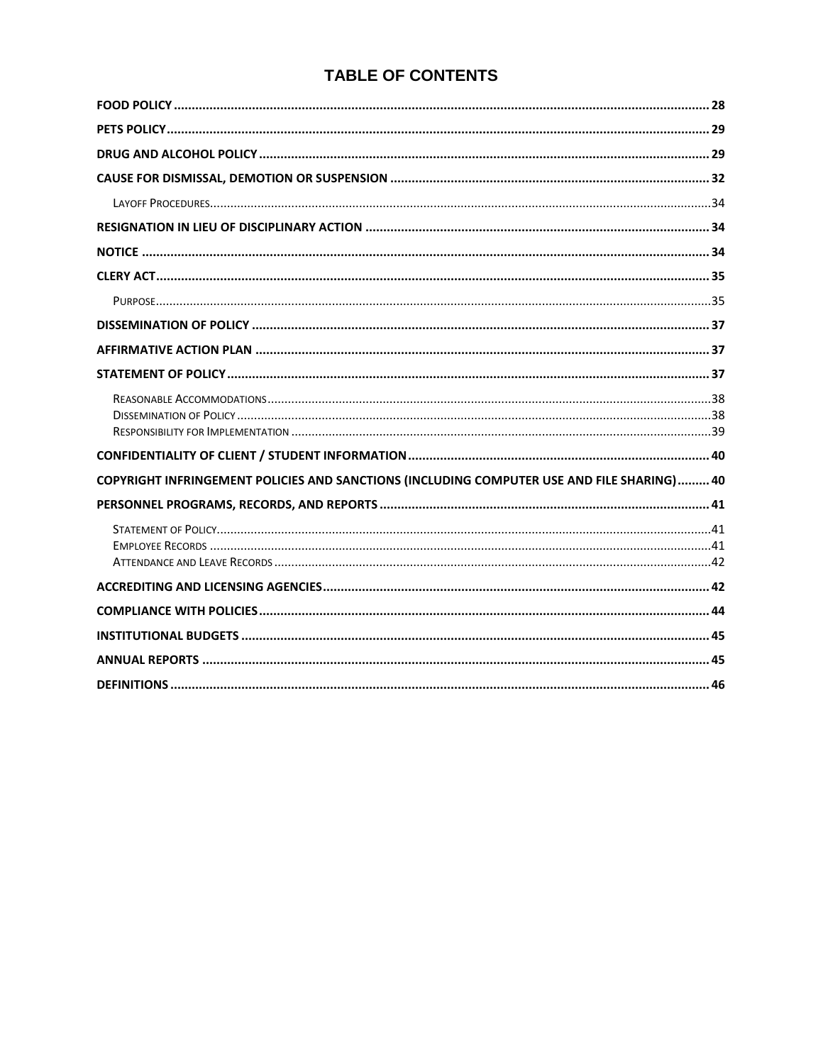# TABLE OF CONTENTS

**FOOD POLICY** ..... **28**

**PETS POLICY** ..... **29**

**DRUG AND ALCOHOL POLICY** ..... **29**

**CAUSE FOR DISMISSAL, DEMOTION OR SUSPENSION** ..... **32**

- Layoff Procedures ..... 34

**RESIGNATION IN LIEU OF DISCIPLINARY ACTION** ..... **34**

**NOTICE** ..... **34**

**CLERY ACT** ..... **35**

- Purpose ..... 35

**DISSEMINATION OF POLICY** ..... **37**

**AFFIRMATIVE ACTION PLAN** ..... **37**

**STATEMENT OF POLICY** ..... **37**

- Reasonable Accommodations ..... 38
- Dissemination of Policy ..... 38
- Responsibility for Implementation ..... 39

**CONFIDENTIALITY OF CLIENT / STUDENT INFORMATION** ..... **40**

**COPYRIGHT INFRINGEMENT POLICIES AND SANCTIONS (INCLUDING COMPUTER USE AND FILE SHARING)** ..... **40**

**PERSONNEL PROGRAMS, RECORDS, AND REPORTS** ..... **41**

- Statement of Policy ..... 41
- Employee Records ..... 41
- Attendance and Leave Records ..... 42

**ACCREDITING AND LICENSING AGENCIES** ..... **42**

**COMPLIANCE WITH POLICIES** ..... **44**

**INSTITUTIONAL BUDGETS** ..... **45**

**ANNUAL REPORTS** ..... **45**

**DEFINITIONS** ..... **46**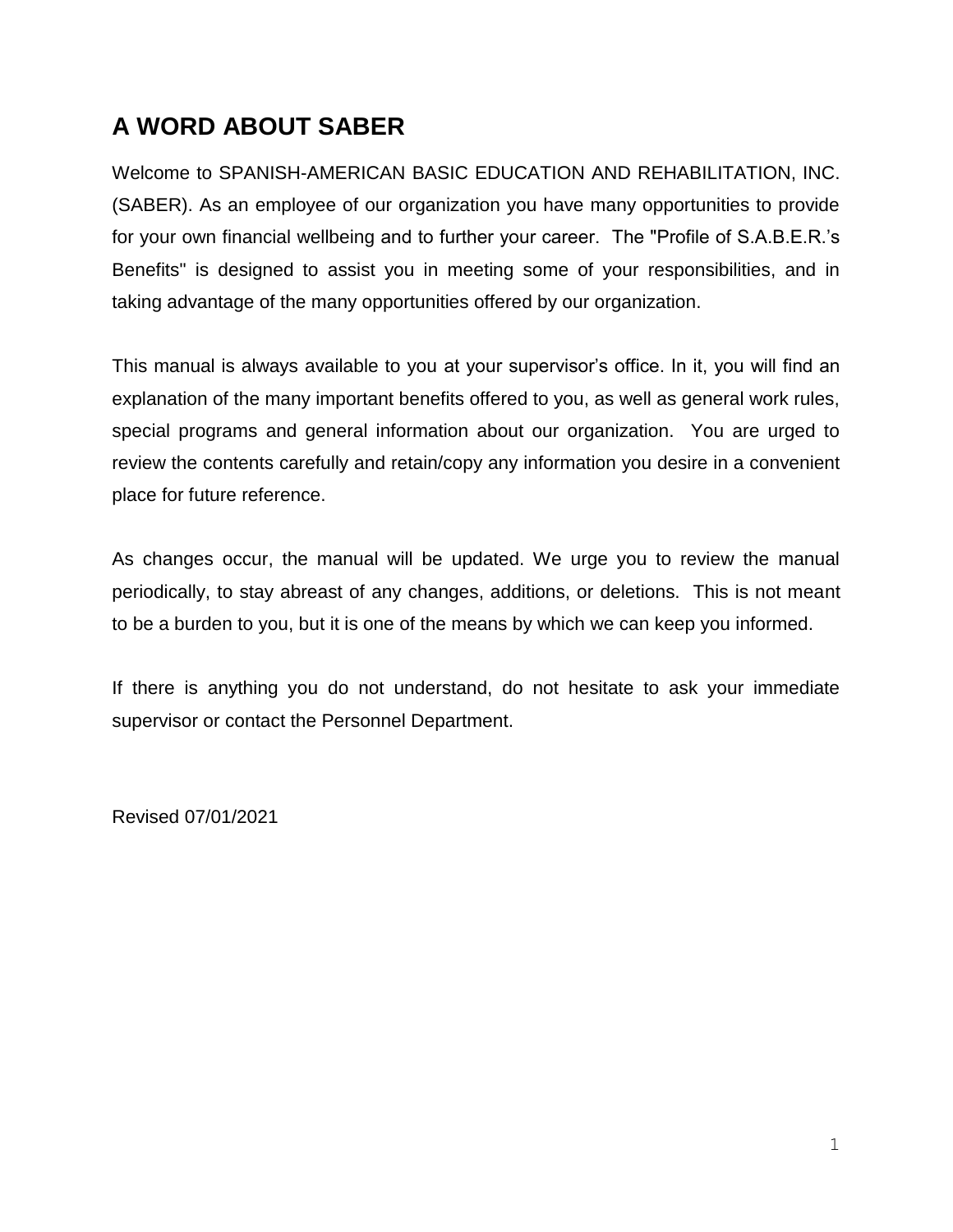## A WORD ABOUT SABER

Welcome to SPANISH-AMERICAN BASIC EDUCATION AND REHABILITATION, INC. (SABER). As an employee of our organization you have many opportunities to provide for your own financial wellbeing and to further your career. The "Profile of S.A.B.E.R.'s Benefits" is designed to assist you in meeting some of your responsibilities, and in taking advantage of the many opportunities offered by our organization.

This manual is always available to you at your supervisor's office. In it, you will find an explanation of the many important benefits offered to you, as well as general work rules, special programs and general information about our organization. You are urged to review the contents carefully and retain/copy any information you desire in a convenient place for future reference.

As changes occur, the manual will be updated. We urge you to review the manual periodically, to stay abreast of any changes, additions, or deletions. This is not meant to be a burden to you, but it is one of the means by which we can keep you informed.

If there is anything you do not understand, do not hesitate to ask your immediate supervisor or contact the Personnel Department.

Revised 07/01/2021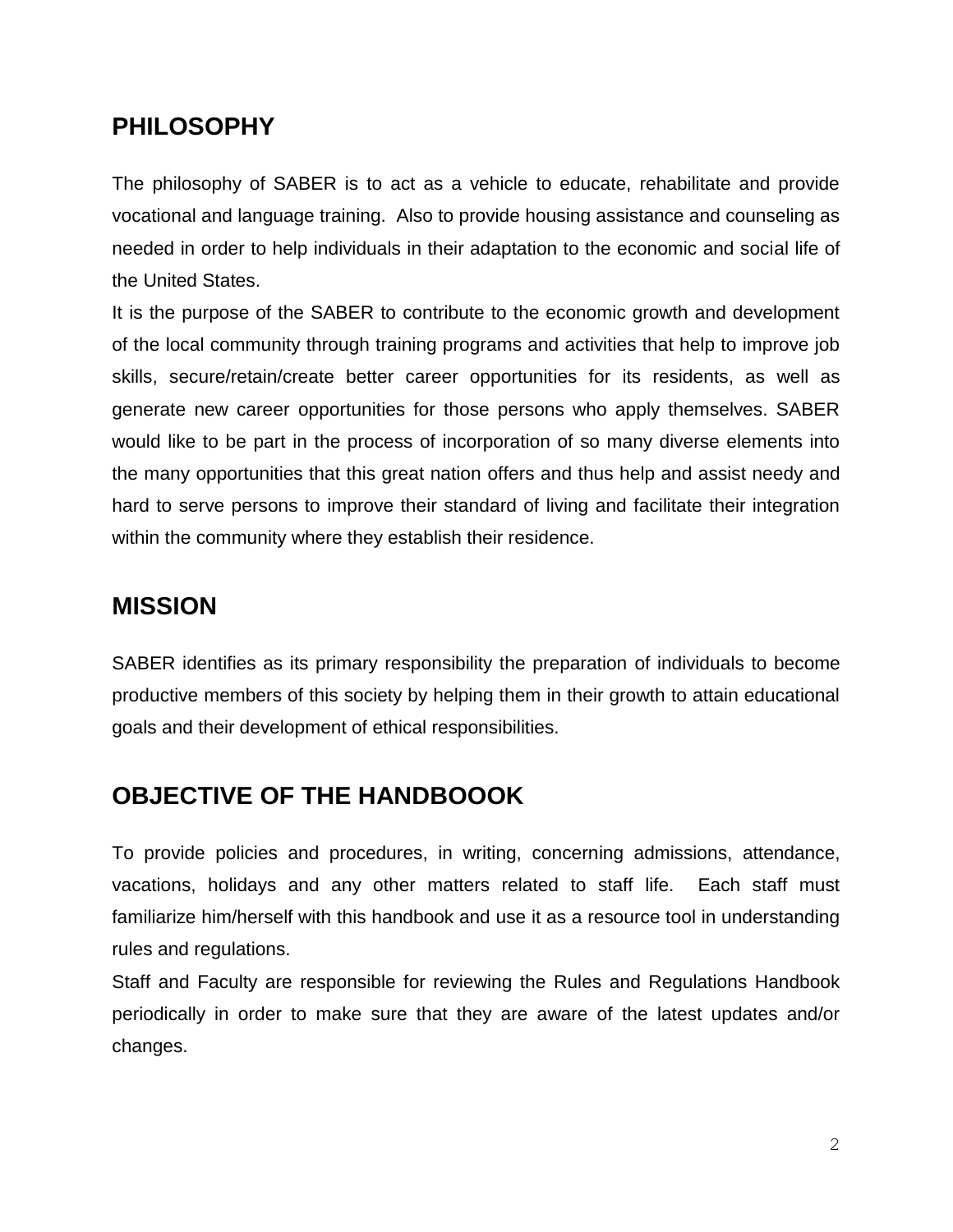## PHILOSOPHY

The philosophy of SABER is to act as a vehicle to educate, rehabilitate and provide vocational and language training. Also to provide housing assistance and counseling as needed in order to help individuals in their adaptation to the economic and social life of the United States.

It is the purpose of the SABER to contribute to the economic growth and development of the local community through training programs and activities that help to improve job skills, secure/retain/create better career opportunities for its residents, as well as generate new career opportunities for those persons who apply themselves. SABER would like to be part in the process of incorporation of so many diverse elements into the many opportunities that this great nation offers and thus help and assist needy and hard to serve persons to improve their standard of living and facilitate their integration within the community where they establish their residence.

## MISSION

SABER identifies as its primary responsibility the preparation of individuals to become productive members of this society by helping them in their growth to attain educational goals and their development of ethical responsibilities.

## OBJECTIVE OF THE HANDBOOOK

To provide policies and procedures, in writing, concerning admissions, attendance, vacations, holidays and any other matters related to staff life. Each staff must familiarize him/herself with this handbook and use it as a resource tool in understanding rules and regulations.

Staff and Faculty are responsible for reviewing the Rules and Regulations Handbook periodically in order to make sure that they are aware of the latest updates and/or changes.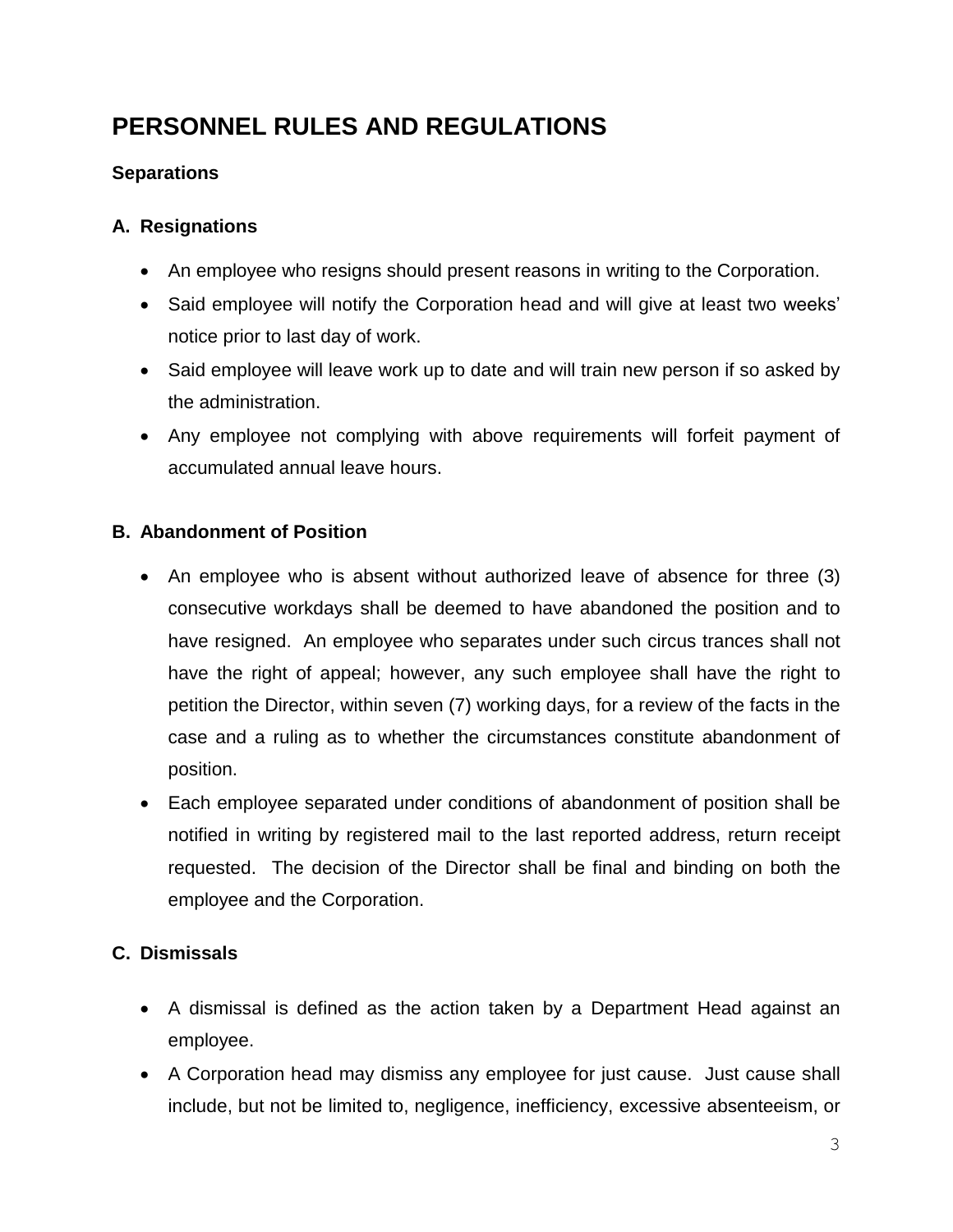# PERSONNEL RULES AND REGULATIONS

### Separations

### A. Resignations

- An employee who resigns should present reasons in writing to the Corporation.
- Said employee will notify the Corporation head and will give at least two weeks' notice prior to last day of work.
- Said employee will leave work up to date and will train new person if so asked by the administration.
- Any employee not complying with above requirements will forfeit payment of accumulated annual leave hours.

### B. Abandonment of Position

- An employee who is absent without authorized leave of absence for three (3) consecutive workdays shall be deemed to have abandoned the position and to have resigned. An employee who separates under such circus trances shall not have the right of appeal; however, any such employee shall have the right to petition the Director, within seven (7) working days, for a review of the facts in the case and a ruling as to whether the circumstances constitute abandonment of position.
- Each employee separated under conditions of abandonment of position shall be notified in writing by registered mail to the last reported address, return receipt requested. The decision of the Director shall be final and binding on both the employee and the Corporation.

### C. Dismissals

- A dismissal is defined as the action taken by a Department Head against an employee.
- A Corporation head may dismiss any employee for just cause. Just cause shall include, but not be limited to, negligence, inefficiency, excessive absenteeism, or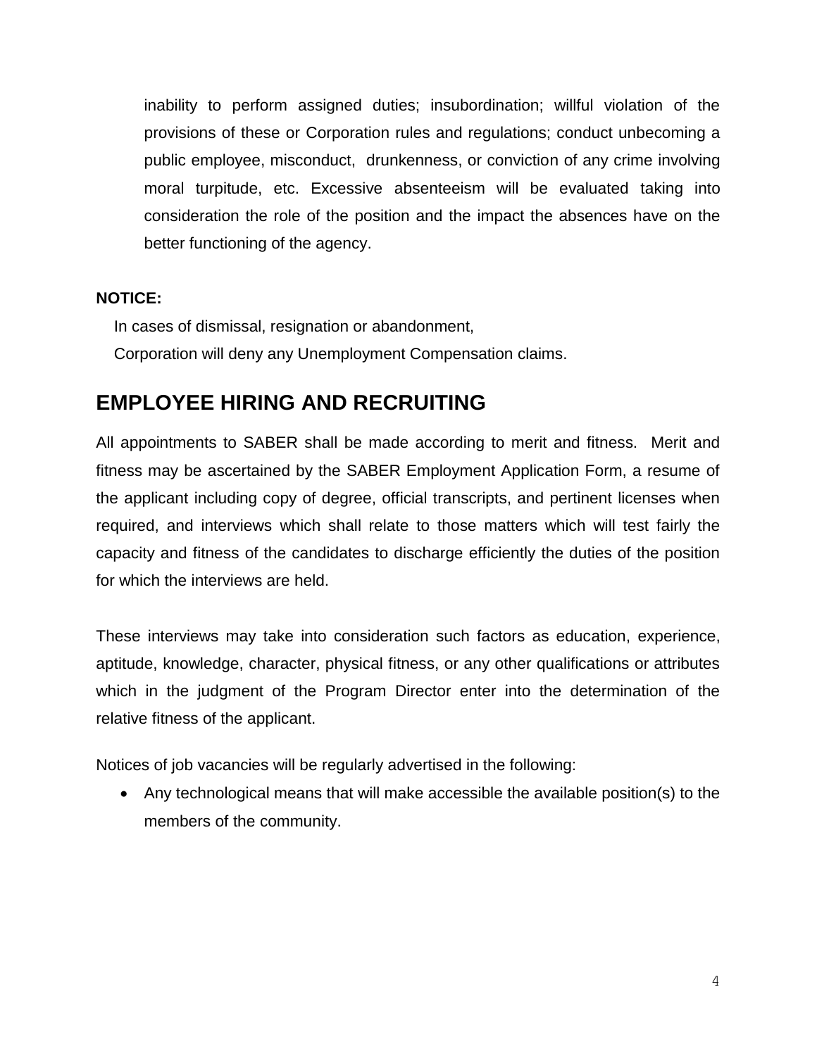inability to perform assigned duties; insubordination; willful violation of the provisions of these or Corporation rules and regulations; conduct unbecoming a public employee, misconduct, drunkenness, or conviction of any crime involving moral turpitude, etc. Excessive absenteeism will be evaluated taking into consideration the role of the position and the impact the absences have on the better functioning of the agency.

**NOTICE:**

In cases of dismissal, resignation or abandonment,
Corporation will deny any Unemployment Compensation claims.

## EMPLOYEE HIRING AND RECRUITING

All appointments to SABER shall be made according to merit and fitness. Merit and fitness may be ascertained by the SABER Employment Application Form, a resume of the applicant including copy of degree, official transcripts, and pertinent licenses when required, and interviews which shall relate to those matters which will test fairly the capacity and fitness of the candidates to discharge efficiently the duties of the position for which the interviews are held.

These interviews may take into consideration such factors as education, experience, aptitude, knowledge, character, physical fitness, or any other qualifications or attributes which in the judgment of the Program Director enter into the determination of the relative fitness of the applicant.

Notices of job vacancies will be regularly advertised in the following:

- Any technological means that will make accessible the available position(s) to the members of the community.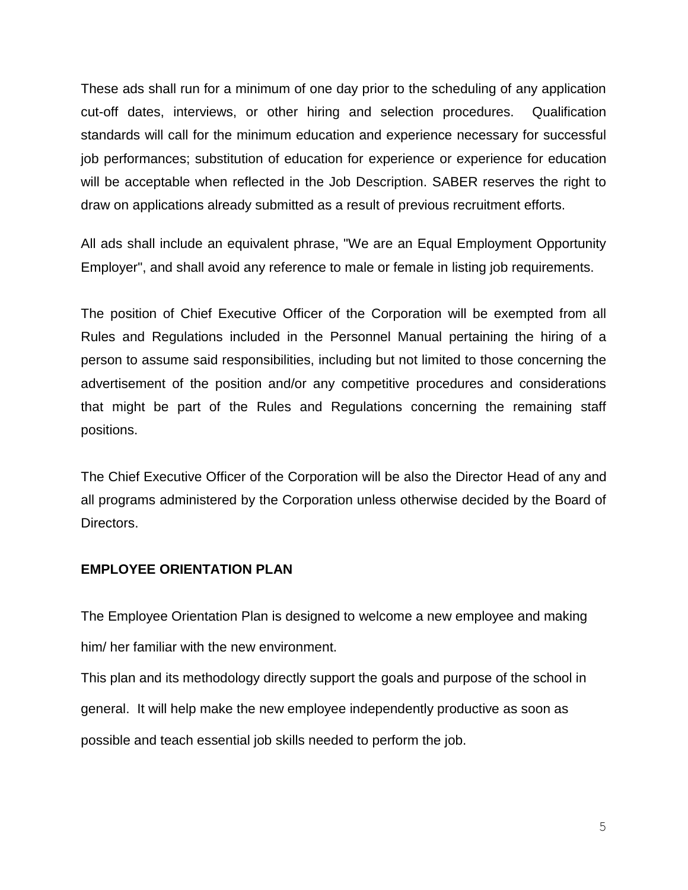These ads shall run for a minimum of one day prior to the scheduling of any application cut-off dates, interviews, or other hiring and selection procedures. Qualification standards will call for the minimum education and experience necessary for successful job performances; substitution of education for experience or experience for education will be acceptable when reflected in the Job Description. SABER reserves the right to draw on applications already submitted as a result of previous recruitment efforts.

All ads shall include an equivalent phrase, "We are an Equal Employment Opportunity Employer", and shall avoid any reference to male or female in listing job requirements.

The position of Chief Executive Officer of the Corporation will be exempted from all Rules and Regulations included in the Personnel Manual pertaining the hiring of a person to assume said responsibilities, including but not limited to those concerning the advertisement of the position and/or any competitive procedures and considerations that might be part of the Rules and Regulations concerning the remaining staff positions.

The Chief Executive Officer of the Corporation will be also the Director Head of any and all programs administered by the Corporation unless otherwise decided by the Board of Directors.

**EMPLOYEE ORIENTATION PLAN**

The Employee Orientation Plan is designed to welcome a new employee and making him/ her familiar with the new environment.

This plan and its methodology directly support the goals and purpose of the school in general. It will help make the new employee independently productive as soon as possible and teach essential job skills needed to perform the job.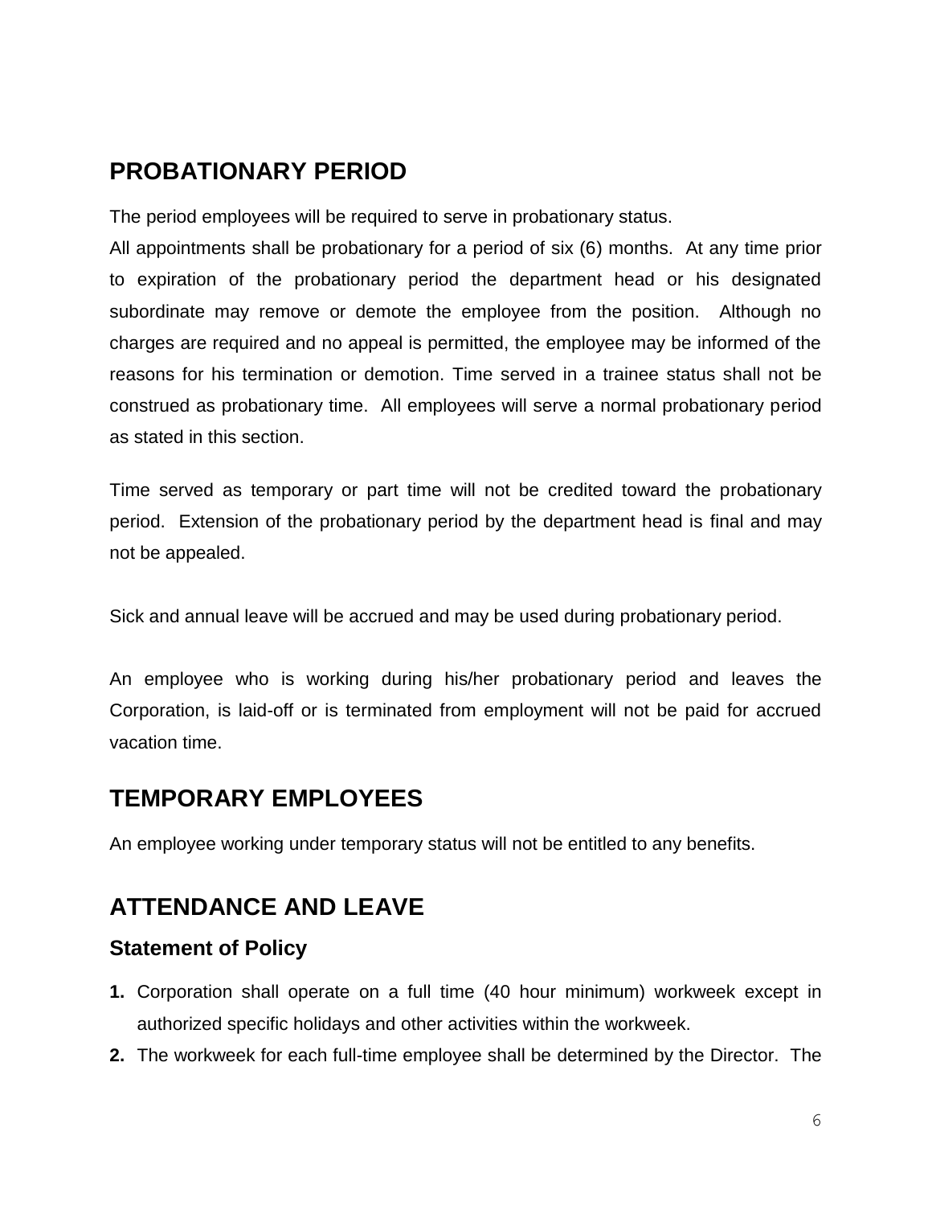## PROBATIONARY PERIOD

The period employees will be required to serve in probationary status.
All appointments shall be probationary for a period of six (6) months. At any time prior to expiration of the probationary period the department head or his designated subordinate may remove or demote the employee from the position. Although no charges are required and no appeal is permitted, the employee may be informed of the reasons for his termination or demotion. Time served in a trainee status shall not be construed as probationary time. All employees will serve a normal probationary period as stated in this section.

Time served as temporary or part time will not be credited toward the probationary period. Extension of the probationary period by the department head is final and may not be appealed.

Sick and annual leave will be accrued and may be used during probationary period.

An employee who is working during his/her probationary period and leaves the Corporation, is laid-off or is terminated from employment will not be paid for accrued vacation time.

## TEMPORARY EMPLOYEES

An employee working under temporary status will not be entitled to any benefits.

## ATTENDANCE AND LEAVE

### Statement of Policy

1. Corporation shall operate on a full time (40 hour minimum) workweek except in authorized specific holidays and other activities within the workweek.
2. The workweek for each full-time employee shall be determined by the Director. The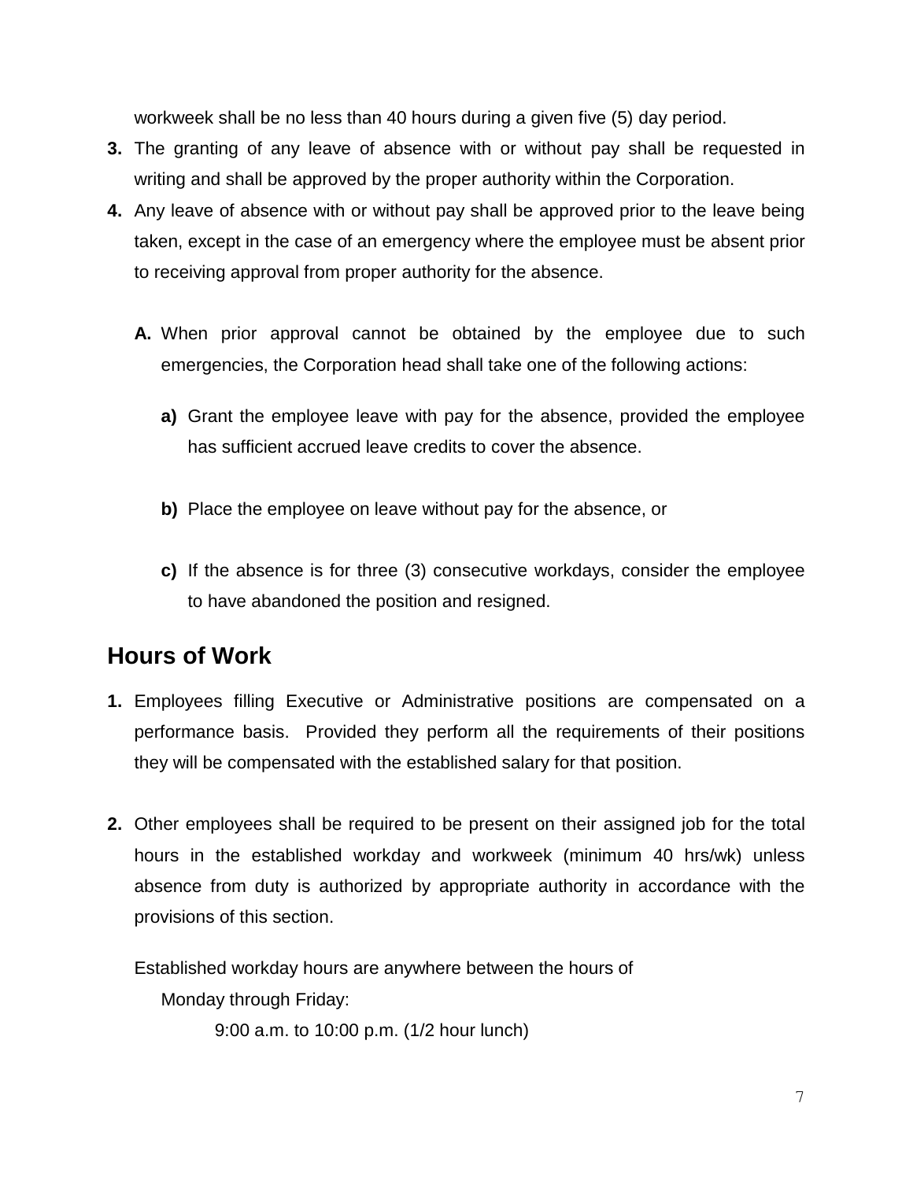workweek shall be no less than 40 hours during a given five (5) day period.

**3.** The granting of any leave of absence with or without pay shall be requested in writing and shall be approved by the proper authority within the Corporation.

**4.** Any leave of absence with or without pay shall be approved prior to the leave being taken, except in the case of an emergency where the employee must be absent prior to receiving approval from proper authority for the absence.

  **A.** When prior approval cannot be obtained by the employee due to such emergencies, the Corporation head shall take one of the following actions:

    **a)** Grant the employee leave with pay for the absence, provided the employee has sufficient accrued leave credits to cover the absence.

    **b)** Place the employee on leave without pay for the absence, or

    **c)** If the absence is for three (3) consecutive workdays, consider the employee to have abandoned the position and resigned.

## Hours of Work

**1.** Employees filling Executive or Administrative positions are compensated on a performance basis. Provided they perform all the requirements of their positions they will be compensated with the established salary for that position.

**2.** Other employees shall be required to be present on their assigned job for the total hours in the established workday and workweek (minimum 40 hrs/wk) unless absence from duty is authorized by appropriate authority in accordance with the provisions of this section.

Established workday hours are anywhere between the hours of

Monday through Friday:

9:00 a.m. to 10:00 p.m. (1/2 hour lunch)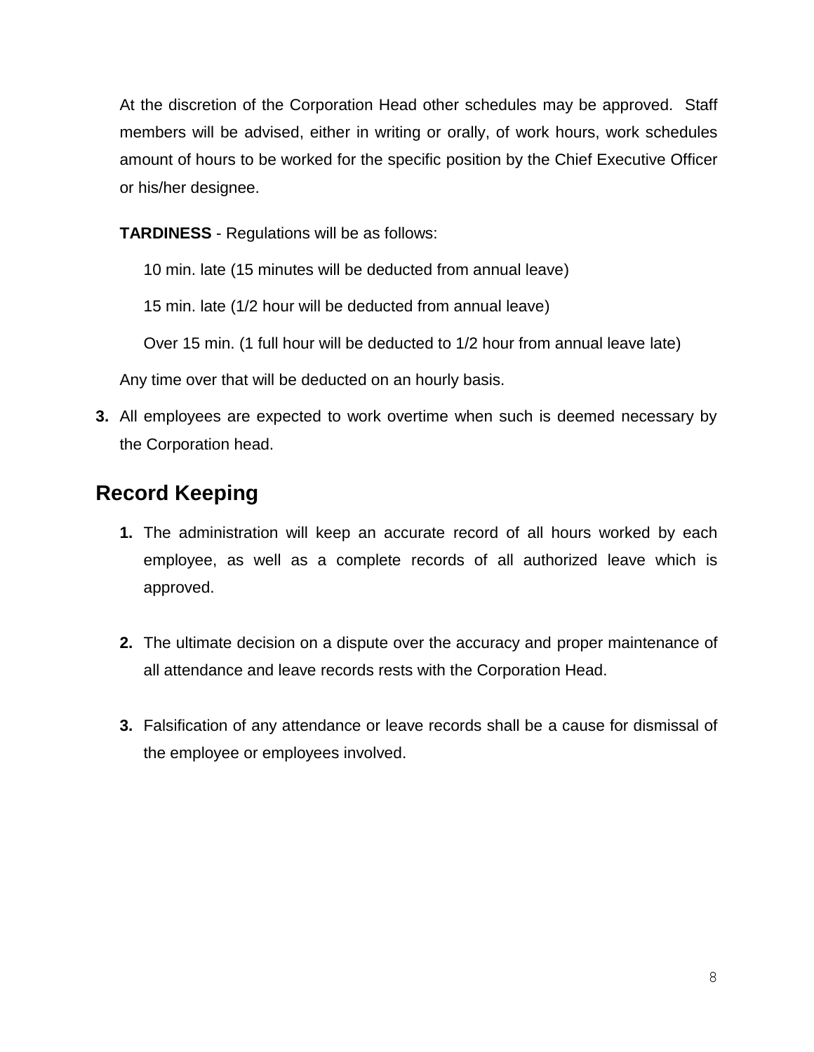At the discretion of the Corporation Head other schedules may be approved. Staff members will be advised, either in writing or orally, of work hours, work schedules amount of hours to be worked for the specific position by the Chief Executive Officer or his/her designee.

**TARDINESS** - Regulations will be as follows:

10 min. late (15 minutes will be deducted from annual leave)

15 min. late (1/2 hour will be deducted from annual leave)

Over 15 min. (1 full hour will be deducted to 1/2 hour from annual leave late)

Any time over that will be deducted on an hourly basis.

**3.** All employees are expected to work overtime when such is deemed necessary by the Corporation head.

## Record Keeping

**1.** The administration will keep an accurate record of all hours worked by each employee, as well as a complete records of all authorized leave which is approved.

**2.** The ultimate decision on a dispute over the accuracy and proper maintenance of all attendance and leave records rests with the Corporation Head.

**3.** Falsification of any attendance or leave records shall be a cause for dismissal of the employee or employees involved.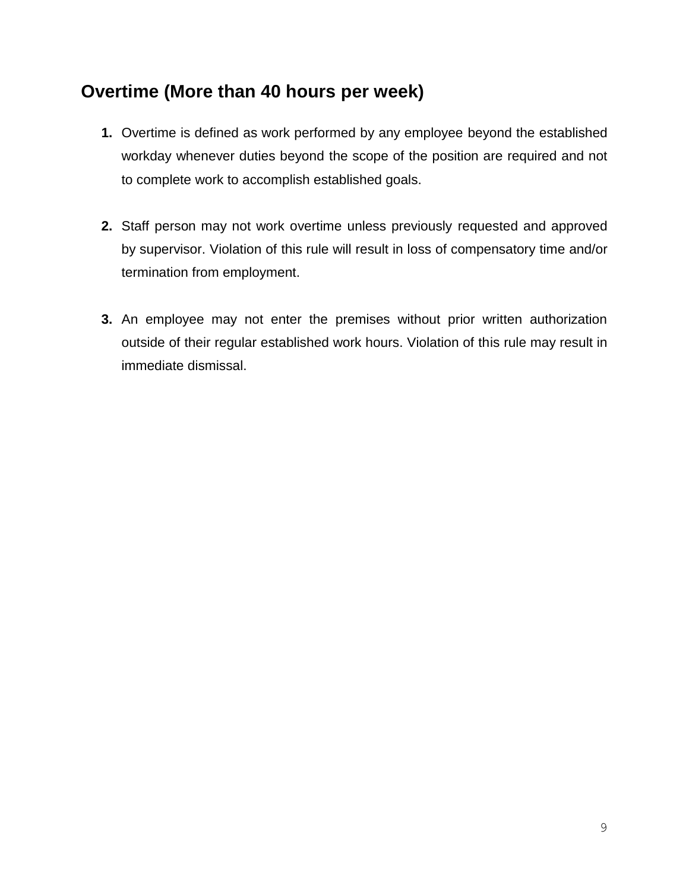## Overtime (More than 40 hours per week)

1. Overtime is defined as work performed by any employee beyond the established workday whenever duties beyond the scope of the position are required and not to complete work to accomplish established goals.

2. Staff person may not work overtime unless previously requested and approved by supervisor. Violation of this rule will result in loss of compensatory time and/or termination from employment.

3. An employee may not enter the premises without prior written authorization outside of their regular established work hours. Violation of this rule may result in immediate dismissal.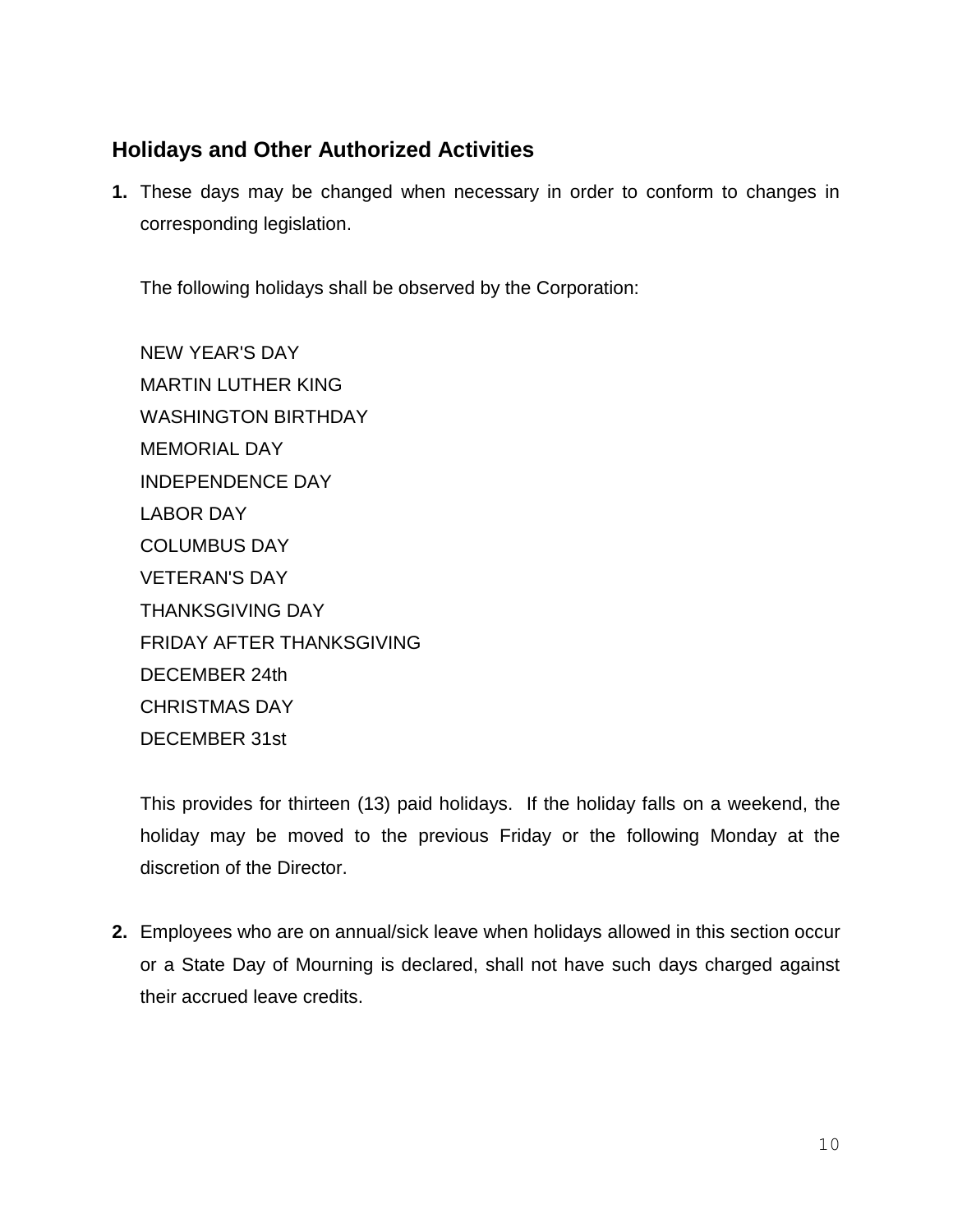## Holidays and Other Authorized Activities

**1.** These days may be changed when necessary in order to conform to changes in corresponding legislation.

The following holidays shall be observed by the Corporation:

NEW YEAR'S DAY
MARTIN LUTHER KING
WASHINGTON BIRTHDAY
MEMORIAL DAY
INDEPENDENCE DAY
LABOR DAY
COLUMBUS DAY
VETERAN'S DAY
THANKSGIVING DAY
FRIDAY AFTER THANKSGIVING
DECEMBER 24th
CHRISTMAS DAY
DECEMBER 31st

This provides for thirteen (13) paid holidays. If the holiday falls on a weekend, the holiday may be moved to the previous Friday or the following Monday at the discretion of the Director.

**2.** Employees who are on annual/sick leave when holidays allowed in this section occur or a State Day of Mourning is declared, shall not have such days charged against their accrued leave credits.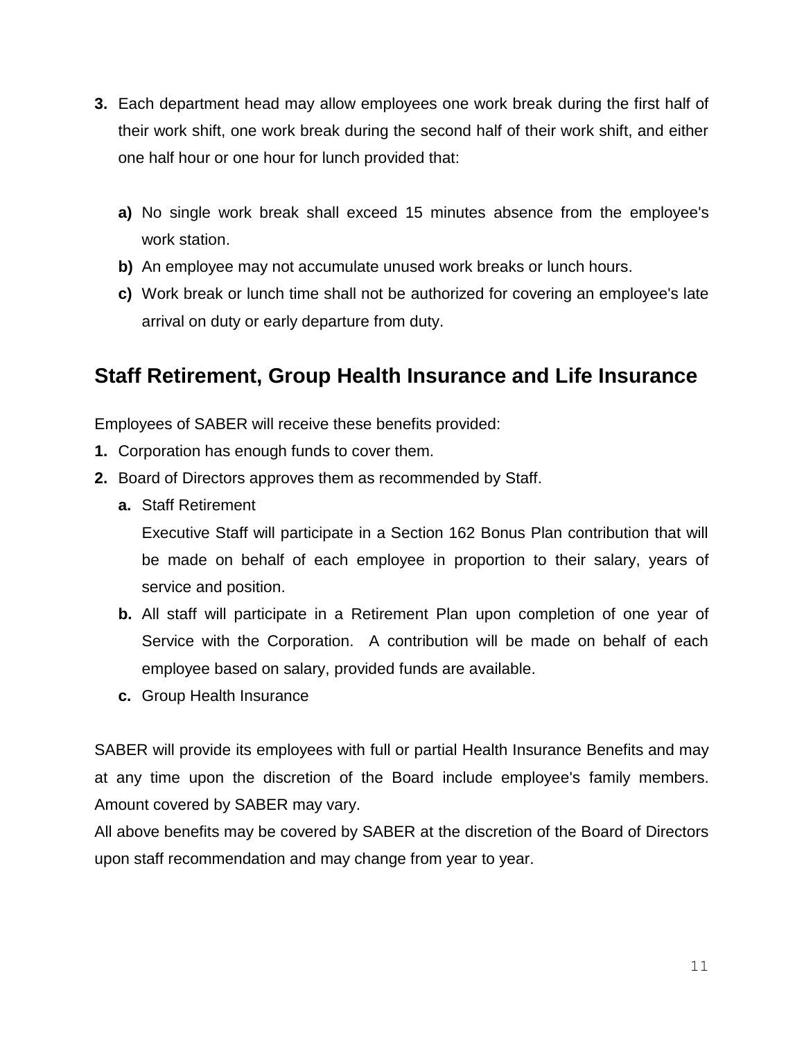3. Each department head may allow employees one work break during the first half of their work shift, one work break during the second half of their work shift, and either one half hour or one hour for lunch provided that:

   a) No single work break shall exceed 15 minutes absence from the employee's work station.
   b) An employee may not accumulate unused work breaks or lunch hours.
   c) Work break or lunch time shall not be authorized for covering an employee's late arrival on duty or early departure from duty.

## Staff Retirement, Group Health Insurance and Life Insurance

Employees of SABER will receive these benefits provided:

1. Corporation has enough funds to cover them.
2. Board of Directors approves them as recommended by Staff.
   a. Staff Retirement

      Executive Staff will participate in a Section 162 Bonus Plan contribution that will be made on behalf of each employee in proportion to their salary, years of service and position.
   b. All staff will participate in a Retirement Plan upon completion of one year of Service with the Corporation. A contribution will be made on behalf of each employee based on salary, provided funds are available.
   c. Group Health Insurance

SABER will provide its employees with full or partial Health Insurance Benefits and may at any time upon the discretion of the Board include employee's family members. Amount covered by SABER may vary.

All above benefits may be covered by SABER at the discretion of the Board of Directors upon staff recommendation and may change from year to year.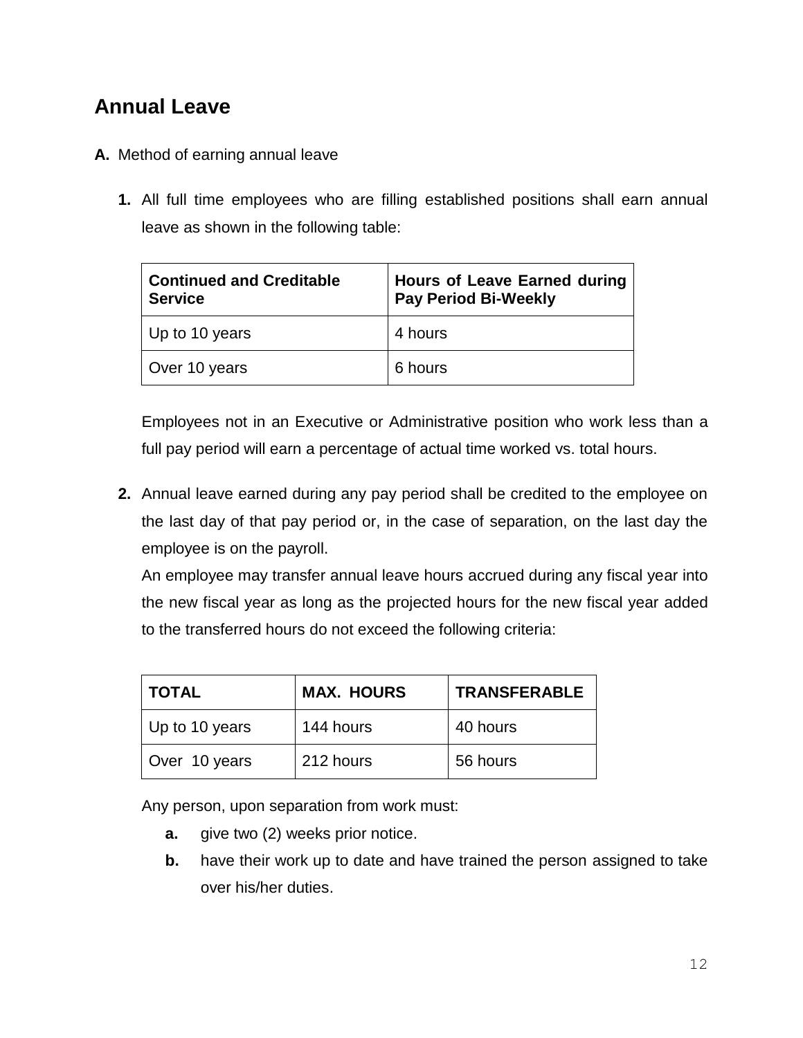## Annual Leave

**A.** Method of earning annual leave

**1.** All full time employees who are filling established positions shall earn annual leave as shown in the following table:

| Continued and Creditable Service | Hours of Leave Earned during Pay Period Bi-Weekly |
|---|---|
| Up to 10 years | 4 hours |
| Over 10 years | 6 hours |

Employees not in an Executive or Administrative position who work less than a full pay period will earn a percentage of actual time worked vs. total hours.

**2.** Annual leave earned during any pay period shall be credited to the employee on the last day of that pay period or, in the case of separation, on the last day the employee is on the payroll.

An employee may transfer annual leave hours accrued during any fiscal year into the new fiscal year as long as the projected hours for the new fiscal year added to the transferred hours do not exceed the following criteria:

| TOTAL | MAX. HOURS | TRANSFERABLE |
|---|---|---|
| Up to 10 years | 144 hours | 40 hours |
| Over 10 years | 212 hours | 56 hours |

Any person, upon separation from work must:

- **a.** give two (2) weeks prior notice.
- **b.** have their work up to date and have trained the person assigned to take over his/her duties.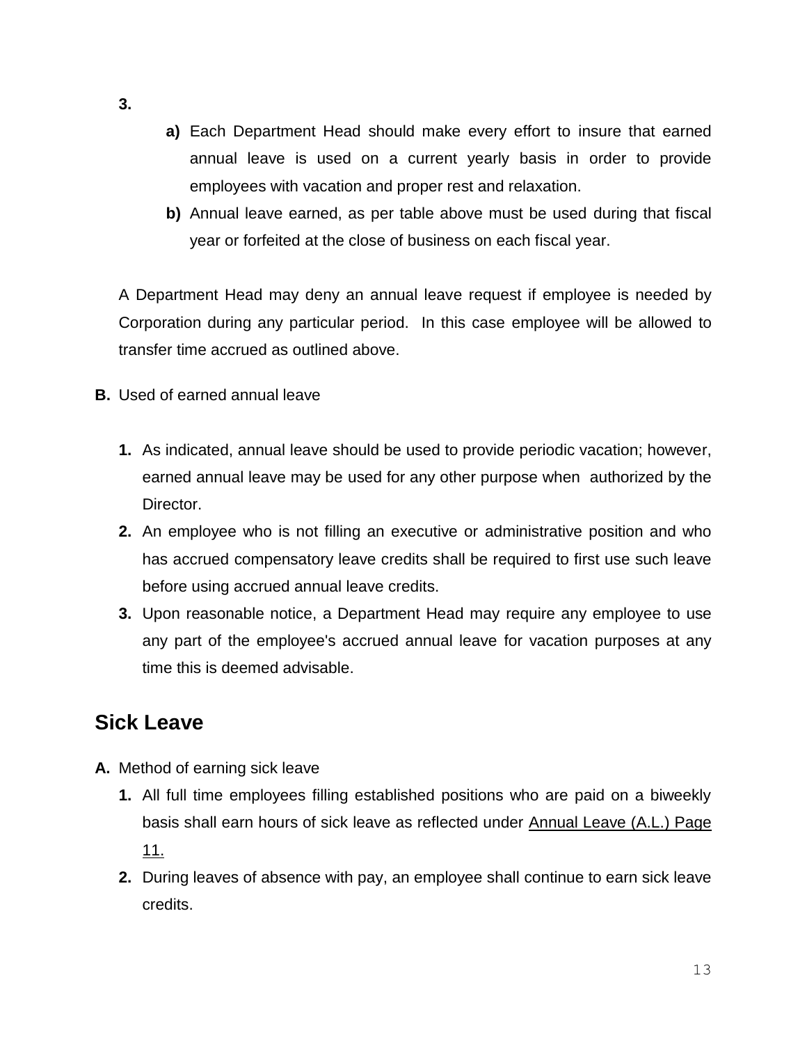**3.**

   **a)** Each Department Head should make every effort to insure that earned annual leave is used on a current yearly basis in order to provide employees with vacation and proper rest and relaxation.

   **b)** Annual leave earned, as per table above must be used during that fiscal year or forfeited at the close of business on each fiscal year.

A Department Head may deny an annual leave request if employee is needed by Corporation during any particular period. In this case employee will be allowed to transfer time accrued as outlined above.

**B.** Used of earned annual leave

1. As indicated, annual leave should be used to provide periodic vacation; however, earned annual leave may be used for any other purpose when authorized by the Director.
2. An employee who is not filling an executive or administrative position and who has accrued compensatory leave credits shall be required to first use such leave before using accrued annual leave credits.
3. Upon reasonable notice, a Department Head may require any employee to use any part of the employee's accrued annual leave for vacation purposes at any time this is deemed advisable.

## Sick Leave

**A.** Method of earning sick leave

1. All full time employees filling established positions who are paid on a biweekly basis shall earn hours of sick leave as reflected under Annual Leave (A.L.) Page 11.
2. During leaves of absence with pay, an employee shall continue to earn sick leave credits.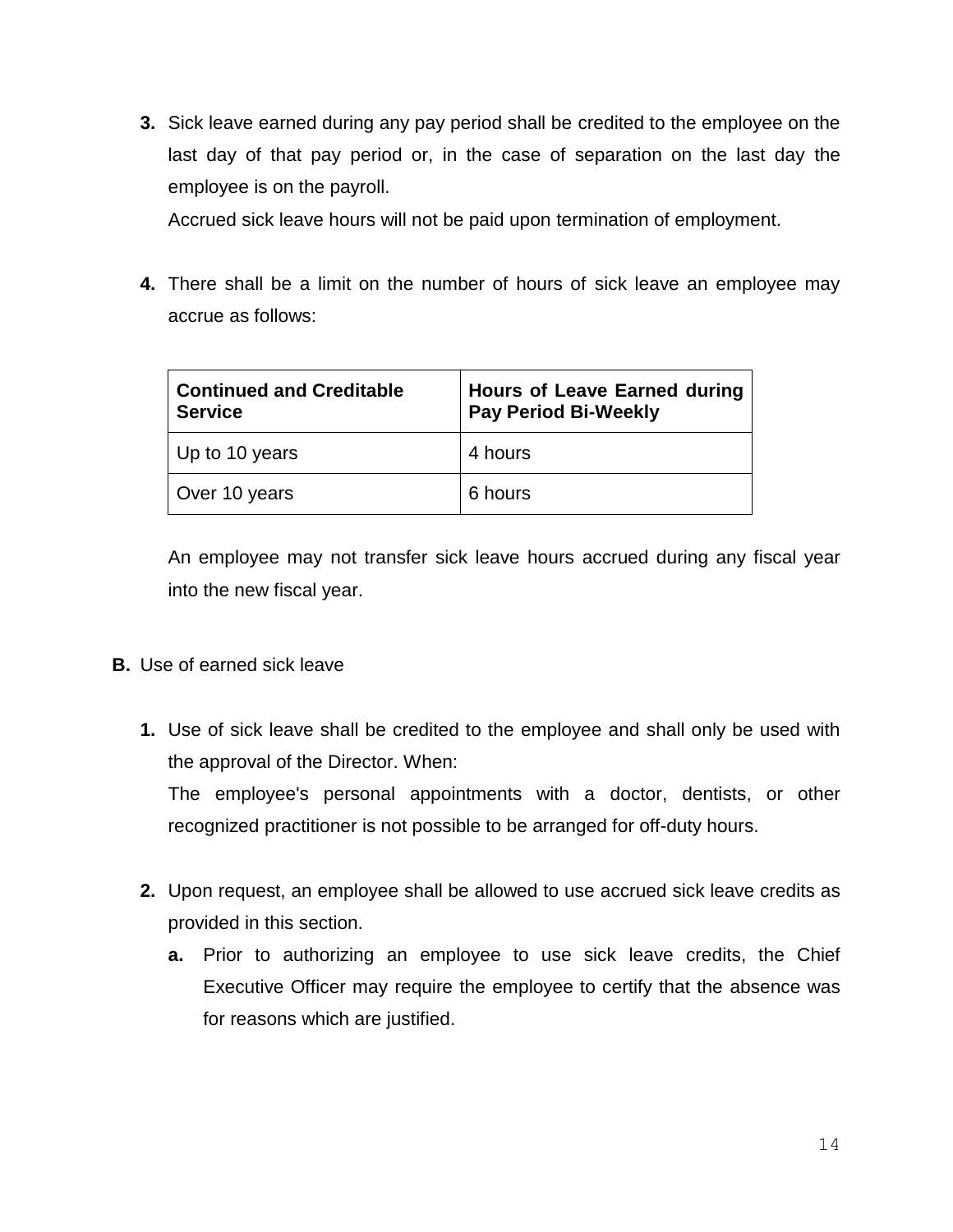3. Sick leave earned during any pay period shall be credited to the employee on the last day of that pay period or, in the case of separation on the last day the employee is on the payroll.

   Accrued sick leave hours will not be paid upon termination of employment.

4. There shall be a limit on the number of hours of sick leave an employee may accrue as follows:

   | **Continued and Creditable Service** | **Hours of Leave Earned during Pay Period Bi-Weekly** |
   |---|---|
   | Up to 10 years | 4 hours |
   | Over 10 years | 6 hours |

   An employee may not transfer sick leave hours accrued during any fiscal year into the new fiscal year.

**B.** Use of earned sick leave

1. Use of sick leave shall be credited to the employee and shall only be used with the approval of the Director. When:

   The employee's personal appointments with a doctor, dentists, or other recognized practitioner is not possible to be arranged for off-duty hours.

2. Upon request, an employee shall be allowed to use accrued sick leave credits as provided in this section.

   a. Prior to authorizing an employee to use sick leave credits, the Chief Executive Officer may require the employee to certify that the absence was for reasons which are justified.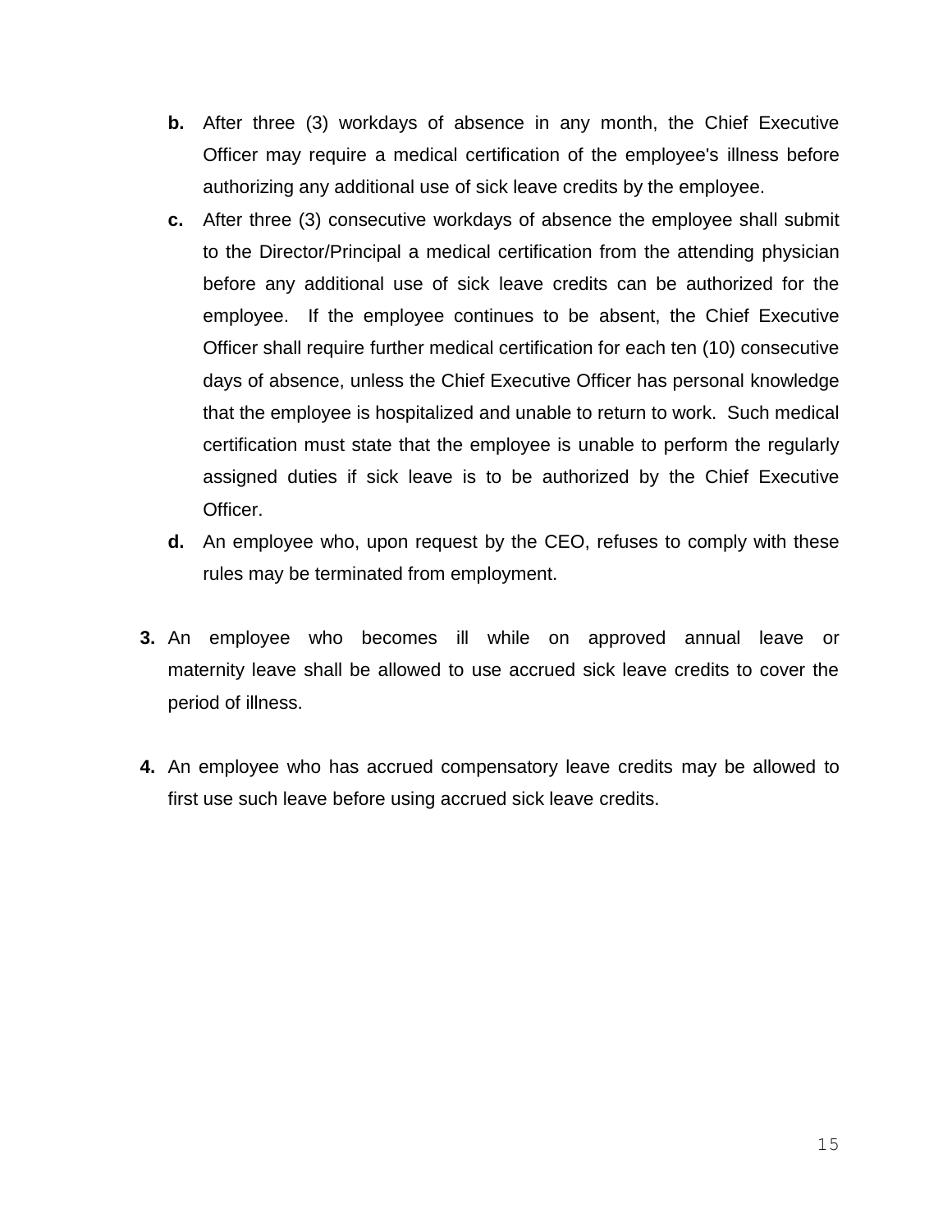b. After three (3) workdays of absence in any month, the Chief Executive Officer may require a medical certification of the employee's illness before authorizing any additional use of sick leave credits by the employee.

c. After three (3) consecutive workdays of absence the employee shall submit to the Director/Principal a medical certification from the attending physician before any additional use of sick leave credits can be authorized for the employee. If the employee continues to be absent, the Chief Executive Officer shall require further medical certification for each ten (10) consecutive days of absence, unless the Chief Executive Officer has personal knowledge that the employee is hospitalized and unable to return to work. Such medical certification must state that the employee is unable to perform the regularly assigned duties if sick leave is to be authorized by the Chief Executive Officer.

d. An employee who, upon request by the CEO, refuses to comply with these rules may be terminated from employment.

3. An employee who becomes ill while on approved annual leave or maternity leave shall be allowed to use accrued sick leave credits to cover the period of illness.

4. An employee who has accrued compensatory leave credits may be allowed to first use such leave before using accrued sick leave credits.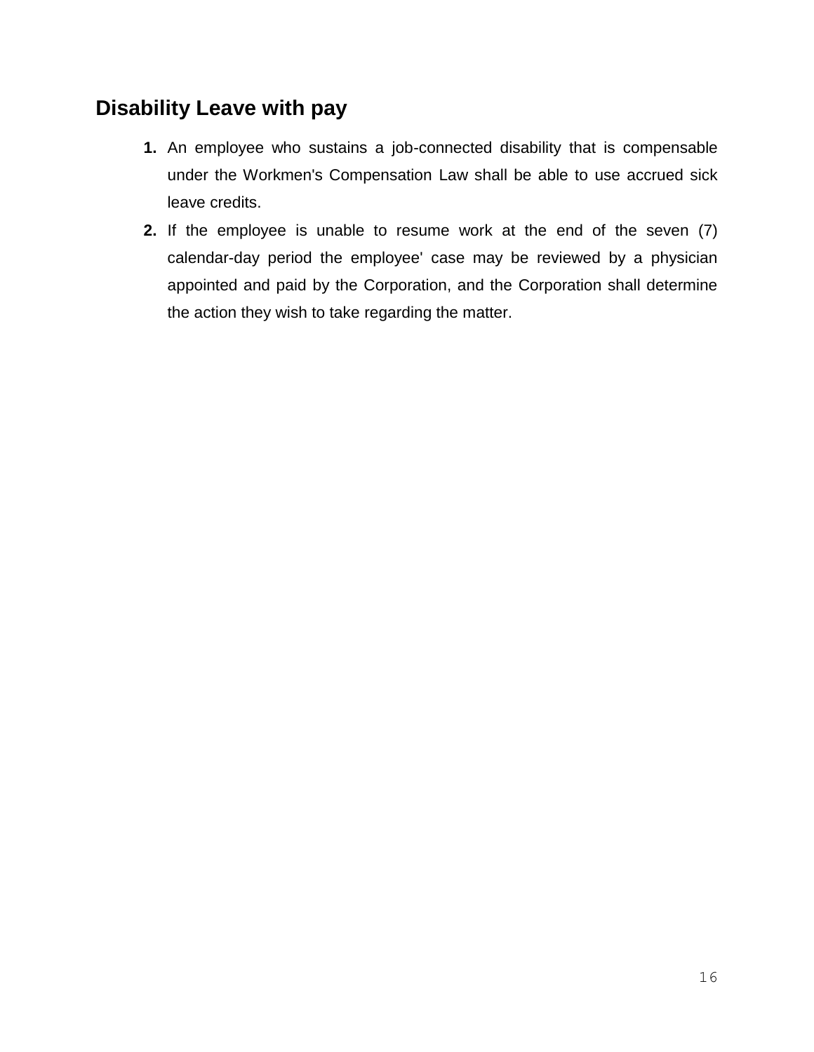## Disability Leave with pay

1. An employee who sustains a job-connected disability that is compensable under the Workmen's Compensation Law shall be able to use accrued sick leave credits.
2. If the employee is unable to resume work at the end of the seven (7) calendar-day period the employee' case may be reviewed by a physician appointed and paid by the Corporation, and the Corporation shall determine the action they wish to take regarding the matter.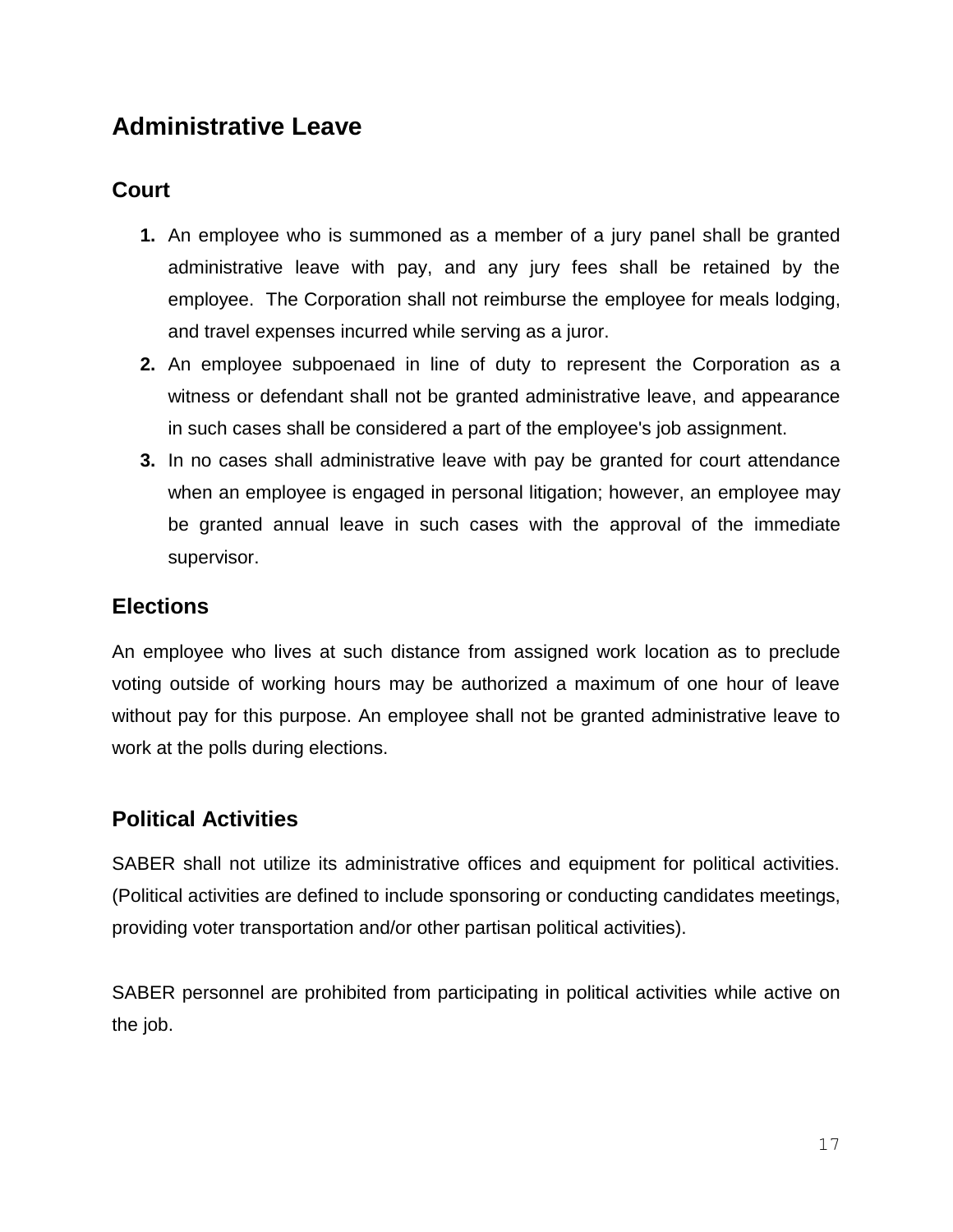## Administrative Leave

### Court

1. An employee who is summoned as a member of a jury panel shall be granted administrative leave with pay, and any jury fees shall be retained by the employee. The Corporation shall not reimburse the employee for meals lodging, and travel expenses incurred while serving as a juror.
2. An employee subpoenaed in line of duty to represent the Corporation as a witness or defendant shall not be granted administrative leave, and appearance in such cases shall be considered a part of the employee's job assignment.
3. In no cases shall administrative leave with pay be granted for court attendance when an employee is engaged in personal litigation; however, an employee may be granted annual leave in such cases with the approval of the immediate supervisor.

### Elections

An employee who lives at such distance from assigned work location as to preclude voting outside of working hours may be authorized a maximum of one hour of leave without pay for this purpose. An employee shall not be granted administrative leave to work at the polls during elections.

### Political Activities

SABER shall not utilize its administrative offices and equipment for political activities. (Political activities are defined to include sponsoring or conducting candidates meetings, providing voter transportation and/or other partisan political activities).

SABER personnel are prohibited from participating in political activities while active on the job.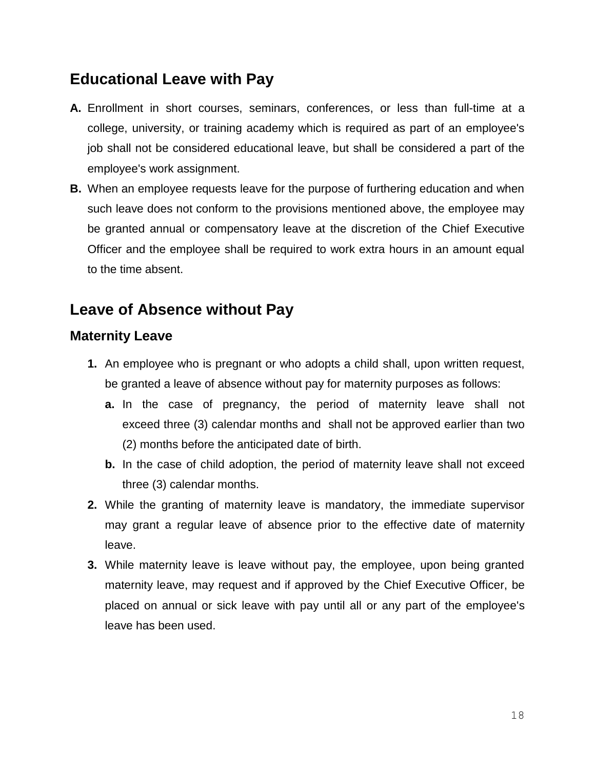## Educational Leave with Pay

**A.** Enrollment in short courses, seminars, conferences, or less than full-time at a college, university, or training academy which is required as part of an employee's job shall not be considered educational leave, but shall be considered a part of the employee's work assignment.

**B.** When an employee requests leave for the purpose of furthering education and when such leave does not conform to the provisions mentioned above, the employee may be granted annual or compensatory leave at the discretion of the Chief Executive Officer and the employee shall be required to work extra hours in an amount equal to the time absent.

## Leave of Absence without Pay

### Maternity Leave

1. An employee who is pregnant or who adopts a child shall, upon written request, be granted a leave of absence without pay for maternity purposes as follows:
   a. In the case of pregnancy, the period of maternity leave shall not exceed three (3) calendar months and shall not be approved earlier than two (2) months before the anticipated date of birth.
   b. In the case of child adoption, the period of maternity leave shall not exceed three (3) calendar months.
2. While the granting of maternity leave is mandatory, the immediate supervisor may grant a regular leave of absence prior to the effective date of maternity leave.
3. While maternity leave is leave without pay, the employee, upon being granted maternity leave, may request and if approved by the Chief Executive Officer, be placed on annual or sick leave with pay until all or any part of the employee's leave has been used.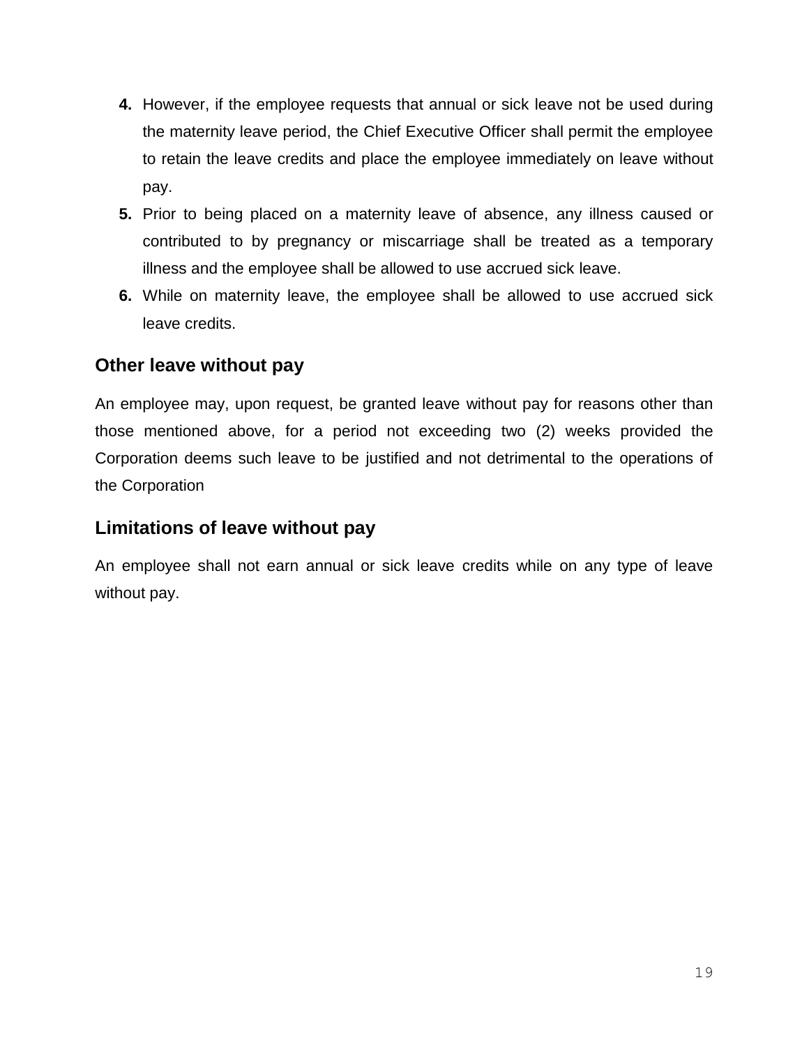4. However, if the employee requests that annual or sick leave not be used during the maternity leave period, the Chief Executive Officer shall permit the employee to retain the leave credits and place the employee immediately on leave without pay.
5. Prior to being placed on a maternity leave of absence, any illness caused or contributed to by pregnancy or miscarriage shall be treated as a temporary illness and the employee shall be allowed to use accrued sick leave.
6. While on maternity leave, the employee shall be allowed to use accrued sick leave credits.

## Other leave without pay

An employee may, upon request, be granted leave without pay for reasons other than those mentioned above, for a period not exceeding two (2) weeks provided the Corporation deems such leave to be justified and not detrimental to the operations of the Corporation

## Limitations of leave without pay

An employee shall not earn annual or sick leave credits while on any type of leave without pay.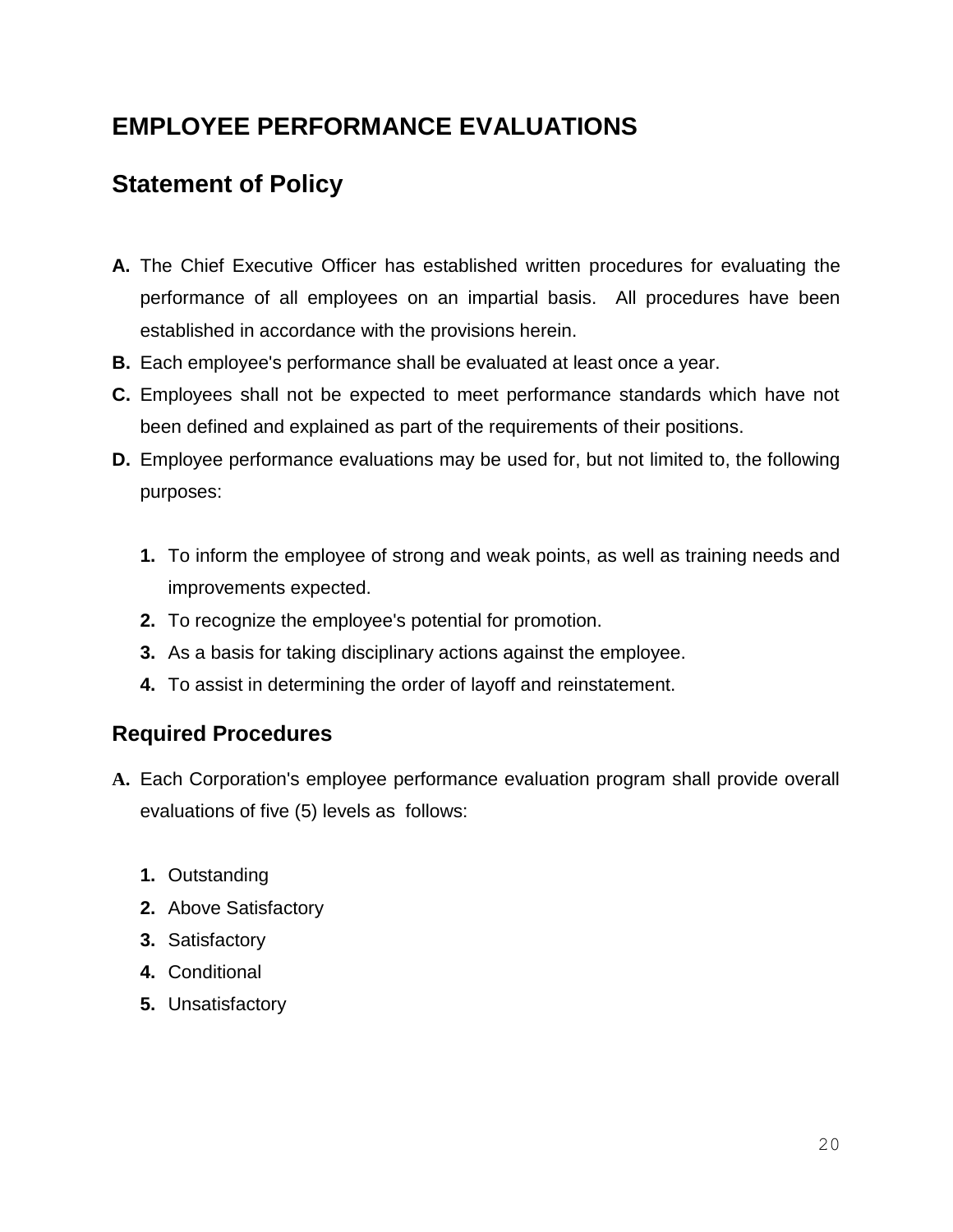# EMPLOYEE PERFORMANCE EVALUATIONS

## Statement of Policy

**A.** The Chief Executive Officer has established written procedures for evaluating the performance of all employees on an impartial basis. All procedures have been established in accordance with the provisions herein.

**B.** Each employee's performance shall be evaluated at least once a year.

**C.** Employees shall not be expected to meet performance standards which have not been defined and explained as part of the requirements of their positions.

**D.** Employee performance evaluations may be used for, but not limited to, the following purposes:

1. To inform the employee of strong and weak points, as well as training needs and improvements expected.
2. To recognize the employee's potential for promotion.
3. As a basis for taking disciplinary actions against the employee.
4. To assist in determining the order of layoff and reinstatement.

### Required Procedures

**A.** Each Corporation's employee performance evaluation program shall provide overall evaluations of five (5) levels as follows:

1. Outstanding
2. Above Satisfactory
3. Satisfactory
4. Conditional
5. Unsatisfactory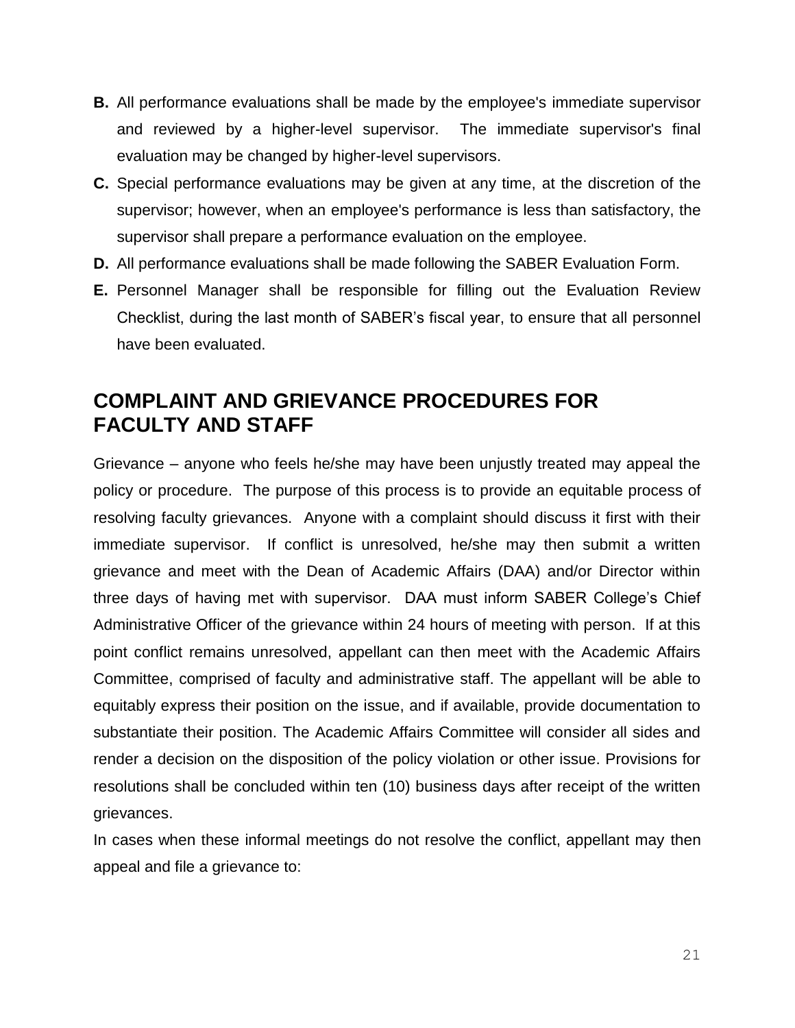**B.** All performance evaluations shall be made by the employee's immediate supervisor and reviewed by a higher-level supervisor. The immediate supervisor's final evaluation may be changed by higher-level supervisors.

**C.** Special performance evaluations may be given at any time, at the discretion of the supervisor; however, when an employee's performance is less than satisfactory, the supervisor shall prepare a performance evaluation on the employee.

**D.** All performance evaluations shall be made following the SABER Evaluation Form.

**E.** Personnel Manager shall be responsible for filling out the Evaluation Review Checklist, during the last month of SABER's fiscal year, to ensure that all personnel have been evaluated.

## COMPLAINT AND GRIEVANCE PROCEDURES FOR FACULTY AND STAFF

Grievance – anyone who feels he/she may have been unjustly treated may appeal the policy or procedure. The purpose of this process is to provide an equitable process of resolving faculty grievances. Anyone with a complaint should discuss it first with their immediate supervisor. If conflict is unresolved, he/she may then submit a written grievance and meet with the Dean of Academic Affairs (DAA) and/or Director within three days of having met with supervisor. DAA must inform SABER College's Chief Administrative Officer of the grievance within 24 hours of meeting with person. If at this point conflict remains unresolved, appellant can then meet with the Academic Affairs Committee, comprised of faculty and administrative staff. The appellant will be able to equitably express their position on the issue, and if available, provide documentation to substantiate their position. The Academic Affairs Committee will consider all sides and render a decision on the disposition of the policy violation or other issue. Provisions for resolutions shall be concluded within ten (10) business days after receipt of the written grievances.

In cases when these informal meetings do not resolve the conflict, appellant may then appeal and file a grievance to: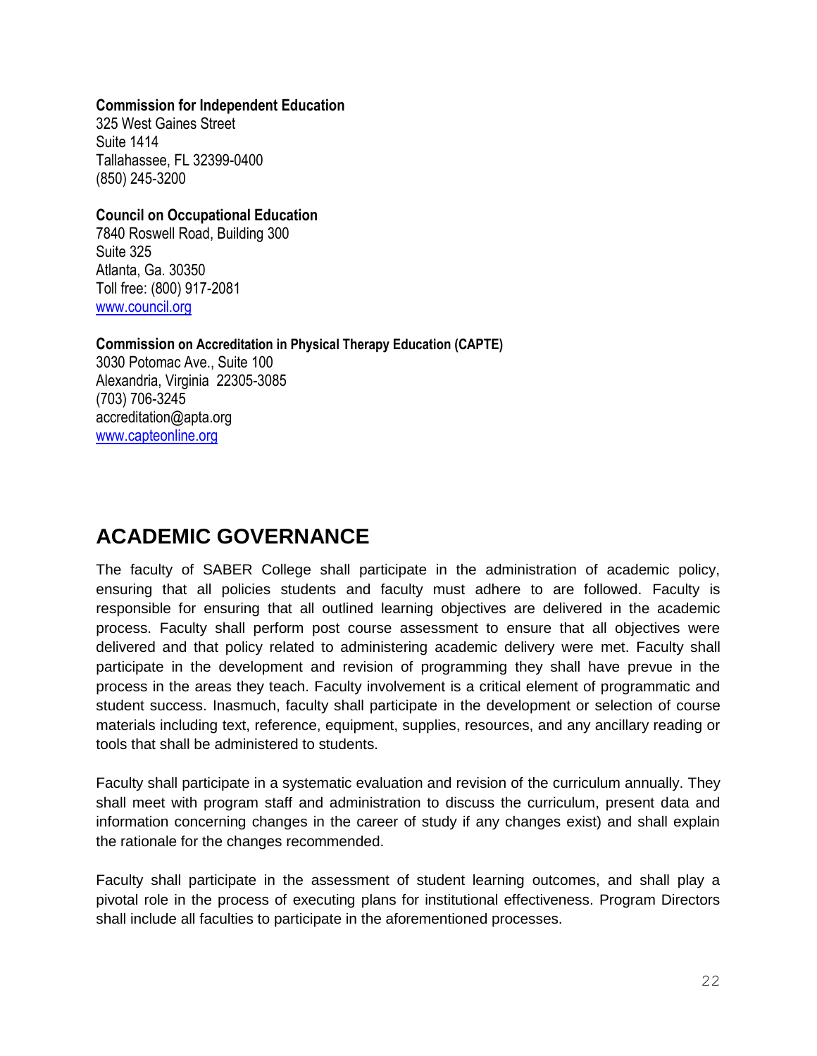**Commission for Independent Education**
325 West Gaines Street
Suite 1414
Tallahassee, FL 32399-0400
(850) 245-3200

**Council on Occupational Education**
7840 Roswell Road, Building 300
Suite 325
Atlanta, Ga. 30350
Toll free: (800) 917-2081
www.council.org

**Commission on Accreditation in Physical Therapy Education (CAPTE)**
3030 Potomac Ave., Suite 100
Alexandria, Virginia 22305-3085
(703) 706-3245
accreditation@apta.org
www.capteonline.org

# ACADEMIC GOVERNANCE

The faculty of SABER College shall participate in the administration of academic policy, ensuring that all policies students and faculty must adhere to are followed. Faculty is responsible for ensuring that all outlined learning objectives are delivered in the academic process. Faculty shall perform post course assessment to ensure that all objectives were delivered and that policy related to administering academic delivery were met. Faculty shall participate in the development and revision of programming they shall have prevue in the process in the areas they teach. Faculty involvement is a critical element of programmatic and student success. Inasmuch, faculty shall participate in the development or selection of course materials including text, reference, equipment, supplies, resources, and any ancillary reading or tools that shall be administered to students.

Faculty shall participate in a systematic evaluation and revision of the curriculum annually. They shall meet with program staff and administration to discuss the curriculum, present data and information concerning changes in the career of study if any changes exist) and shall explain the rationale for the changes recommended.

Faculty shall participate in the assessment of student learning outcomes, and shall play a pivotal role in the process of executing plans for institutional effectiveness. Program Directors shall include all faculties to participate in the aforementioned processes.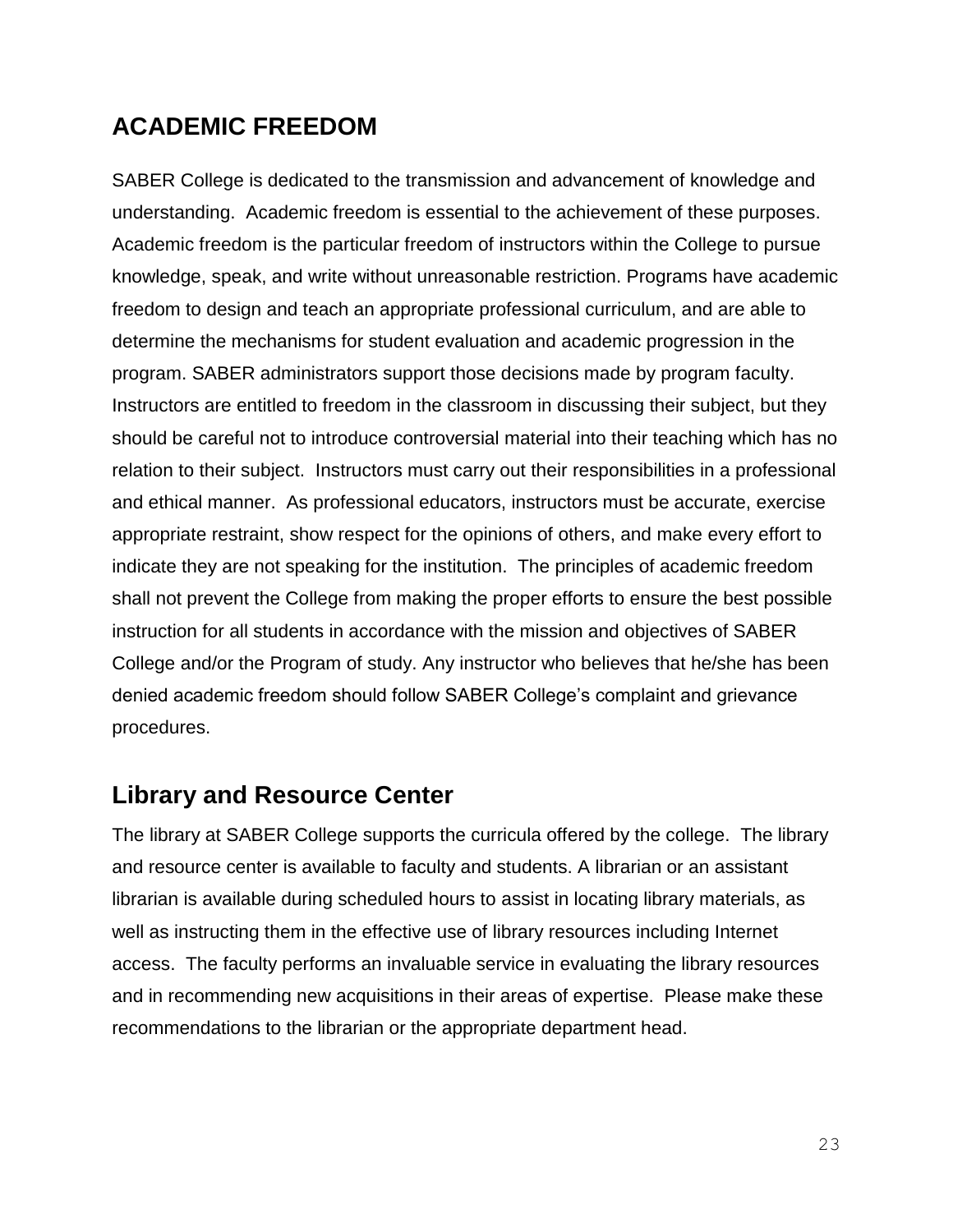## ACADEMIC FREEDOM

SABER College is dedicated to the transmission and advancement of knowledge and understanding. Academic freedom is essential to the achievement of these purposes. Academic freedom is the particular freedom of instructors within the College to pursue knowledge, speak, and write without unreasonable restriction. Programs have academic freedom to design and teach an appropriate professional curriculum, and are able to determine the mechanisms for student evaluation and academic progression in the program. SABER administrators support those decisions made by program faculty. Instructors are entitled to freedom in the classroom in discussing their subject, but they should be careful not to introduce controversial material into their teaching which has no relation to their subject. Instructors must carry out their responsibilities in a professional and ethical manner. As professional educators, instructors must be accurate, exercise appropriate restraint, show respect for the opinions of others, and make every effort to indicate they are not speaking for the institution. The principles of academic freedom shall not prevent the College from making the proper efforts to ensure the best possible instruction for all students in accordance with the mission and objectives of SABER College and/or the Program of study. Any instructor who believes that he/she has been denied academic freedom should follow SABER College's complaint and grievance procedures.

## Library and Resource Center

The library at SABER College supports the curricula offered by the college. The library and resource center is available to faculty and students. A librarian or an assistant librarian is available during scheduled hours to assist in locating library materials, as well as instructing them in the effective use of library resources including Internet access. The faculty performs an invaluable service in evaluating the library resources and in recommending new acquisitions in their areas of expertise. Please make these recommendations to the librarian or the appropriate department head.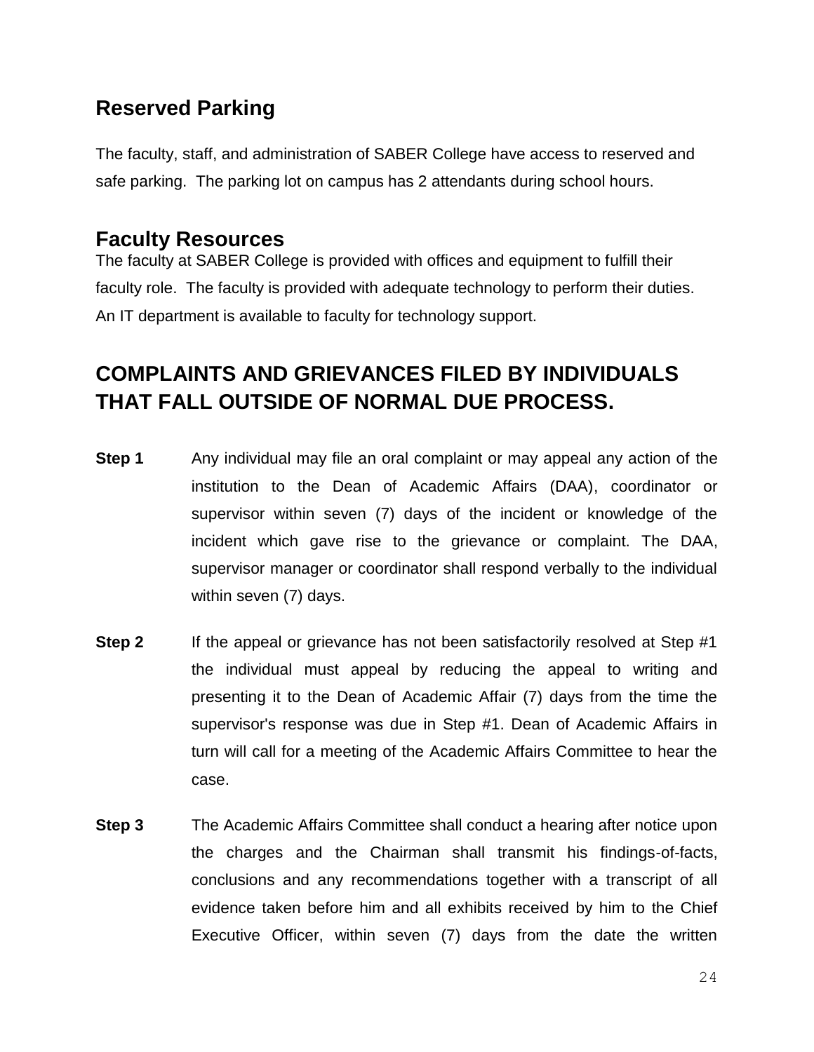## Reserved Parking

The faculty, staff, and administration of SABER College have access to reserved and safe parking. The parking lot on campus has 2 attendants during school hours.

## Faculty Resources

The faculty at SABER College is provided with offices and equipment to fulfill their faculty role. The faculty is provided with adequate technology to perform their duties. An IT department is available to faculty for technology support.

# COMPLAINTS AND GRIEVANCES FILED BY INDIVIDUALS THAT FALL OUTSIDE OF NORMAL DUE PROCESS.

**Step 1** Any individual may file an oral complaint or may appeal any action of the institution to the Dean of Academic Affairs (DAA), coordinator or supervisor within seven (7) days of the incident or knowledge of the incident which gave rise to the grievance or complaint. The DAA, supervisor manager or coordinator shall respond verbally to the individual within seven (7) days.

**Step 2** If the appeal or grievance has not been satisfactorily resolved at Step #1 the individual must appeal by reducing the appeal to writing and presenting it to the Dean of Academic Affair (7) days from the time the supervisor's response was due in Step #1. Dean of Academic Affairs in turn will call for a meeting of the Academic Affairs Committee to hear the case.

**Step 3** The Academic Affairs Committee shall conduct a hearing after notice upon the charges and the Chairman shall transmit his findings-of-facts, conclusions and any recommendations together with a transcript of all evidence taken before him and all exhibits received by him to the Chief Executive Officer, within seven (7) days from the date the written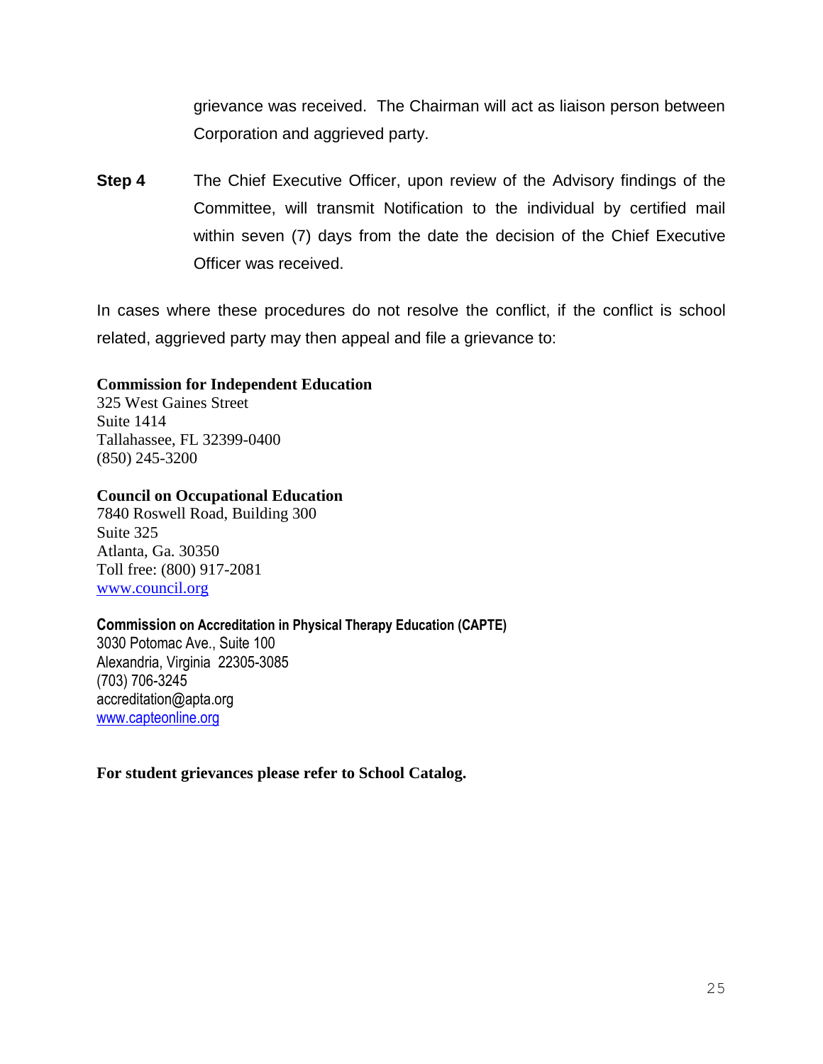grievance was received. The Chairman will act as liaison person between Corporation and aggrieved party.

**Step 4** The Chief Executive Officer, upon review of the Advisory findings of the Committee, will transmit Notification to the individual by certified mail within seven (7) days from the date the decision of the Chief Executive Officer was received.

In cases where these procedures do not resolve the conflict, if the conflict is school related, aggrieved party may then appeal and file a grievance to:

**Commission for Independent Education**
325 West Gaines Street
Suite 1414
Tallahassee, FL 32399-0400
(850) 245-3200

**Council on Occupational Education**
7840 Roswell Road, Building 300
Suite 325
Atlanta, Ga. 30350
Toll free: (800) 917-2081
www.council.org

**Commission on Accreditation in Physical Therapy Education (CAPTE)**
3030 Potomac Ave., Suite 100
Alexandria, Virginia 22305-3085
(703) 706-3245
accreditation@apta.org
www.capteonline.org

**For student grievances please refer to School Catalog.**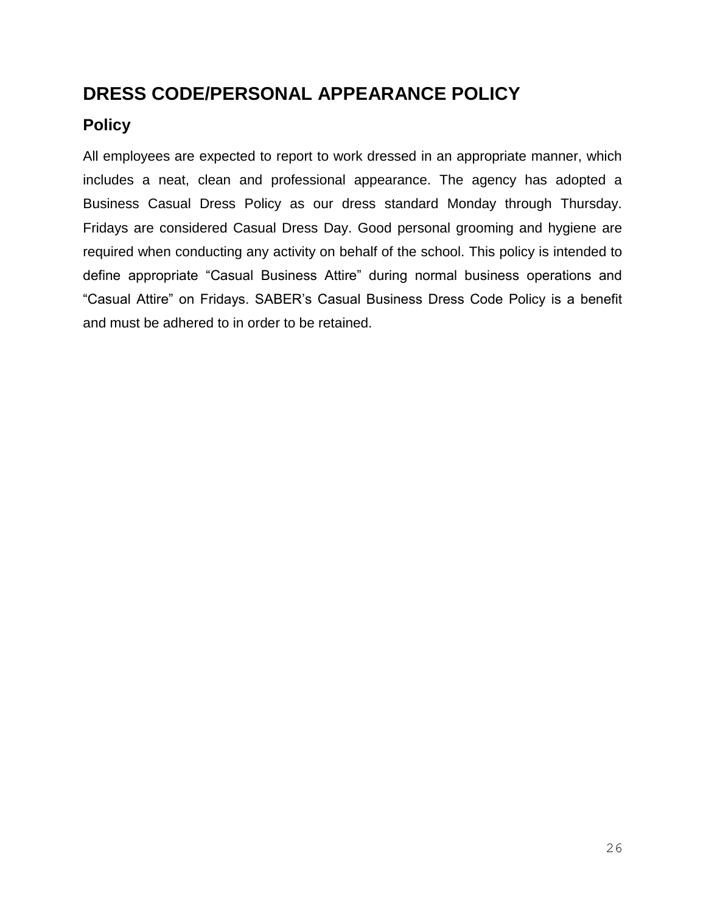# DRESS CODE/PERSONAL APPEARANCE POLICY

## Policy

All employees are expected to report to work dressed in an appropriate manner, which includes a neat, clean and professional appearance. The agency has adopted a Business Casual Dress Policy as our dress standard Monday through Thursday. Fridays are considered Casual Dress Day. Good personal grooming and hygiene are required when conducting any activity on behalf of the school. This policy is intended to define appropriate “Casual Business Attire” during normal business operations and “Casual Attire” on Fridays. SABER’s Casual Business Dress Code Policy is a benefit and must be adhered to in order to be retained.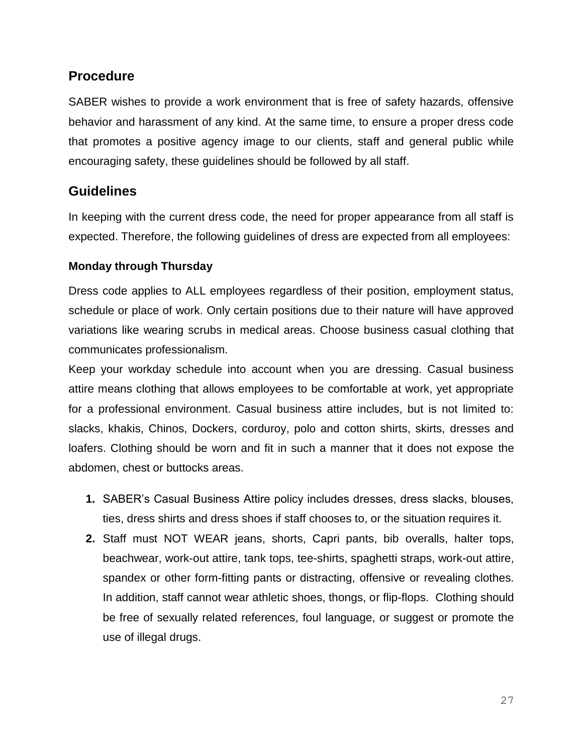## Procedure

SABER wishes to provide a work environment that is free of safety hazards, offensive behavior and harassment of any kind. At the same time, to ensure a proper dress code that promotes a positive agency image to our clients, staff and general public while encouraging safety, these guidelines should be followed by all staff.

## Guidelines

In keeping with the current dress code, the need for proper appearance from all staff is expected. Therefore, the following guidelines of dress are expected from all employees:

### Monday through Thursday

Dress code applies to ALL employees regardless of their position, employment status, schedule or place of work. Only certain positions due to their nature will have approved variations like wearing scrubs in medical areas. Choose business casual clothing that communicates professionalism.

Keep your workday schedule into account when you are dressing. Casual business attire means clothing that allows employees to be comfortable at work, yet appropriate for a professional environment. Casual business attire includes, but is not limited to: slacks, khakis, Chinos, Dockers, corduroy, polo and cotton shirts, skirts, dresses and loafers. Clothing should be worn and fit in such a manner that it does not expose the abdomen, chest or buttocks areas.

1. SABER's Casual Business Attire policy includes dresses, dress slacks, blouses, ties, dress shirts and dress shoes if staff chooses to, or the situation requires it.
2. Staff must NOT WEAR jeans, shorts, Capri pants, bib overalls, halter tops, beachwear, work-out attire, tank tops, tee-shirts, spaghetti straps, work-out attire, spandex or other form-fitting pants or distracting, offensive or revealing clothes. In addition, staff cannot wear athletic shoes, thongs, or flip-flops. Clothing should be free of sexually related references, foul language, or suggest or promote the use of illegal drugs.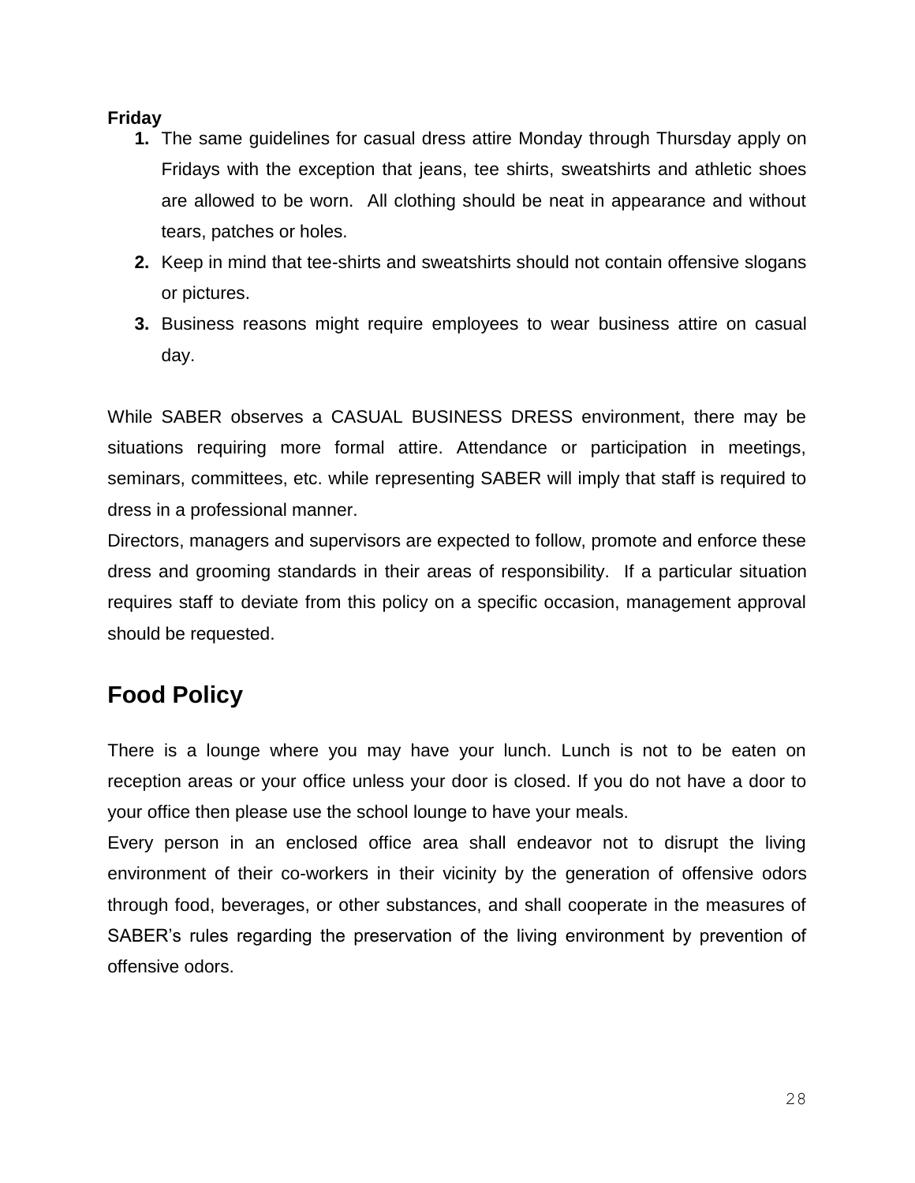**Friday**

1. The same guidelines for casual dress attire Monday through Thursday apply on Fridays with the exception that jeans, tee shirts, sweatshirts and athletic shoes are allowed to be worn. All clothing should be neat in appearance and without tears, patches or holes.
2. Keep in mind that tee-shirts and sweatshirts should not contain offensive slogans or pictures.
3. Business reasons might require employees to wear business attire on casual day.

While SABER observes a CASUAL BUSINESS DRESS environment, there may be situations requiring more formal attire. Attendance or participation in meetings, seminars, committees, etc. while representing SABER will imply that staff is required to dress in a professional manner.

Directors, managers and supervisors are expected to follow, promote and enforce these dress and grooming standards in their areas of responsibility. If a particular situation requires staff to deviate from this policy on a specific occasion, management approval should be requested.

## Food Policy

There is a lounge where you may have your lunch. Lunch is not to be eaten on reception areas or your office unless your door is closed. If you do not have a door to your office then please use the school lounge to have your meals.

Every person in an enclosed office area shall endeavor not to disrupt the living environment of their co-workers in their vicinity by the generation of offensive odors through food, beverages, or other substances, and shall cooperate in the measures of SABER's rules regarding the preservation of the living environment by prevention of offensive odors.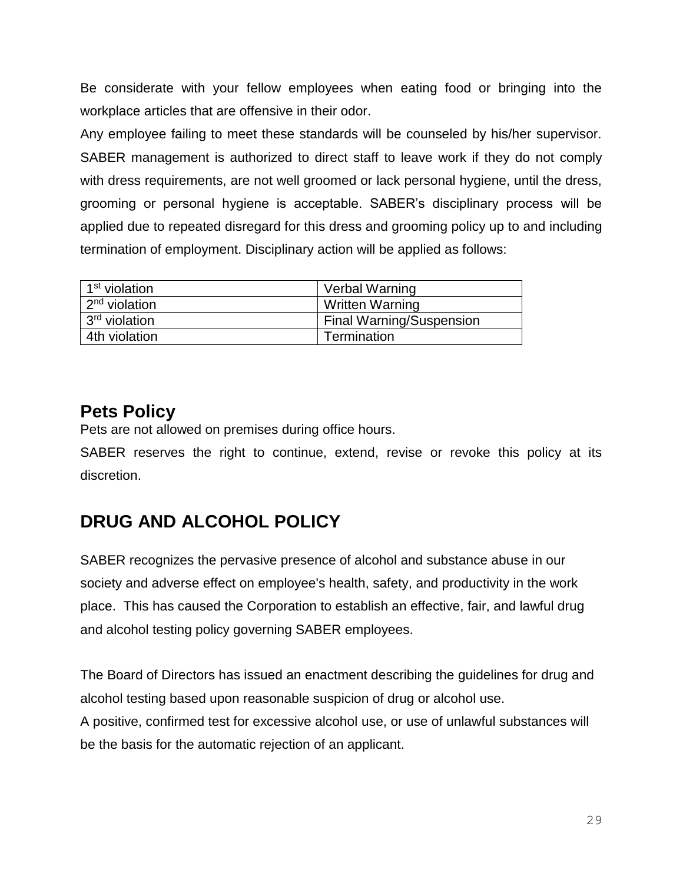Be considerate with your fellow employees when eating food or bringing into the workplace articles that are offensive in their odor.

Any employee failing to meet these standards will be counseled by his/her supervisor. SABER management is authorized to direct staff to leave work if they do not comply with dress requirements, are not well groomed or lack personal hygiene, until the dress, grooming or personal hygiene is acceptable. SABER's disciplinary process will be applied due to repeated disregard for this dress and grooming policy up to and including termination of employment. Disciplinary action will be applied as follows:

| 1st violation | Verbal Warning |
|---|---|
| 2nd violation | Written Warning |
| 3rd violation | Final Warning/Suspension |
| 4th violation | Termination |

## Pets Policy

Pets are not allowed on premises during office hours.

SABER reserves the right to continue, extend, revise or revoke this policy at its discretion.

## DRUG AND ALCOHOL POLICY

SABER recognizes the pervasive presence of alcohol and substance abuse in our society and adverse effect on employee's health, safety, and productivity in the work place. This has caused the Corporation to establish an effective, fair, and lawful drug and alcohol testing policy governing SABER employees.

The Board of Directors has issued an enactment describing the guidelines for drug and alcohol testing based upon reasonable suspicion of drug or alcohol use.

A positive, confirmed test for excessive alcohol use, or use of unlawful substances will be the basis for the automatic rejection of an applicant.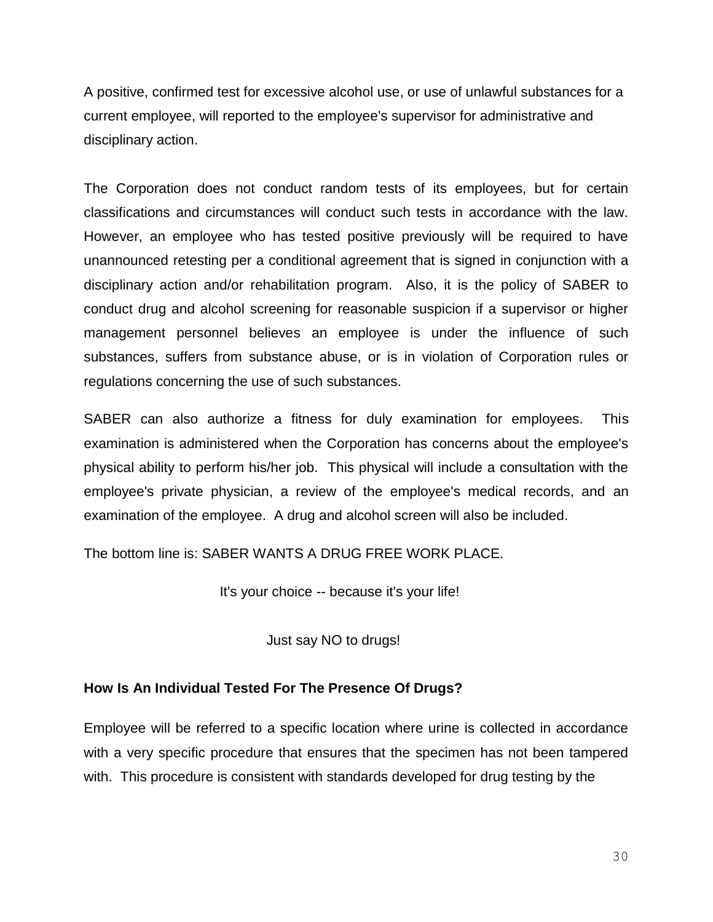A positive, confirmed test for excessive alcohol use, or use of unlawful substances for a current employee, will reported to the employee's supervisor for administrative and disciplinary action.

The Corporation does not conduct random tests of its employees, but for certain classifications and circumstances will conduct such tests in accordance with the law. However, an employee who has tested positive previously will be required to have unannounced retesting per a conditional agreement that is signed in conjunction with a disciplinary action and/or rehabilitation program. Also, it is the policy of SABER to conduct drug and alcohol screening for reasonable suspicion if a supervisor or higher management personnel believes an employee is under the influence of such substances, suffers from substance abuse, or is in violation of Corporation rules or regulations concerning the use of such substances.

SABER can also authorize a fitness for duly examination for employees. This examination is administered when the Corporation has concerns about the employee's physical ability to perform his/her job. This physical will include a consultation with the employee's private physician, a review of the employee's medical records, and an examination of the employee. A drug and alcohol screen will also be included.

The bottom line is: SABER WANTS A DRUG FREE WORK PLACE.

It's your choice -- because it's your life!

Just say NO to drugs!

**How Is An Individual Tested For The Presence Of Drugs?**

Employee will be referred to a specific location where urine is collected in accordance with a very specific procedure that ensures that the specimen has not been tampered with. This procedure is consistent with standards developed for drug testing by the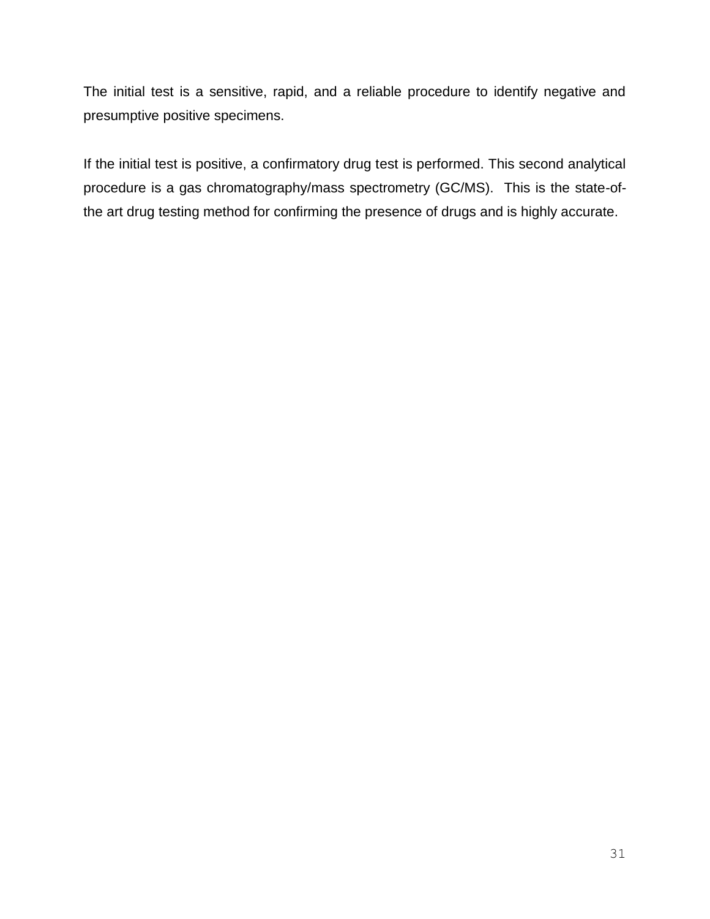The initial test is a sensitive, rapid, and a reliable procedure to identify negative and presumptive positive specimens.

If the initial test is positive, a confirmatory drug test is performed. This second analytical procedure is a gas chromatography/mass spectrometry (GC/MS). This is the state-of-the art drug testing method for confirming the presence of drugs and is highly accurate.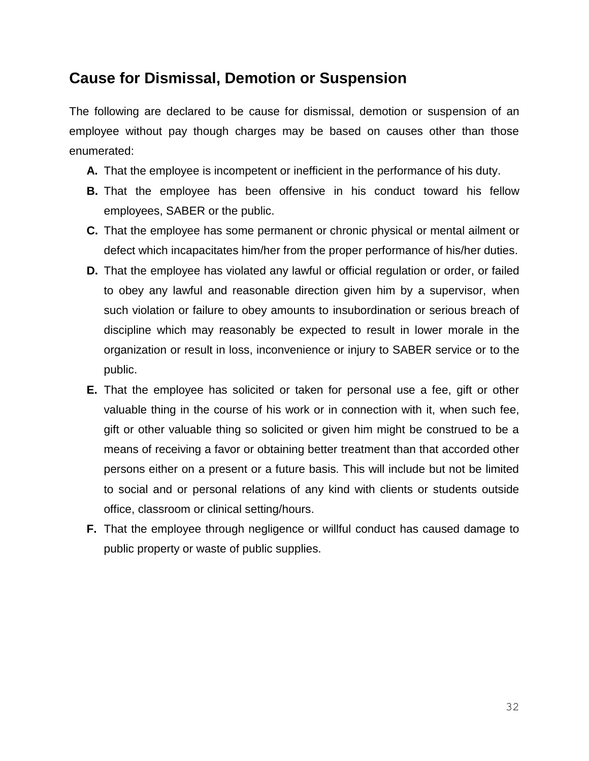## Cause for Dismissal, Demotion or Suspension

The following are declared to be cause for dismissal, demotion or suspension of an employee without pay though charges may be based on causes other than those enumerated:

- **A.** That the employee is incompetent or inefficient in the performance of his duty.
- **B.** That the employee has been offensive in his conduct toward his fellow employees, SABER or the public.
- **C.** That the employee has some permanent or chronic physical or mental ailment or defect which incapacitates him/her from the proper performance of his/her duties.
- **D.** That the employee has violated any lawful or official regulation or order, or failed to obey any lawful and reasonable direction given him by a supervisor, when such violation or failure to obey amounts to insubordination or serious breach of discipline which may reasonably be expected to result in lower morale in the organization or result in loss, inconvenience or injury to SABER service or to the public.
- **E.** That the employee has solicited or taken for personal use a fee, gift or other valuable thing in the course of his work or in connection with it, when such fee, gift or other valuable thing so solicited or given him might be construed to be a means of receiving a favor or obtaining better treatment than that accorded other persons either on a present or a future basis. This will include but not be limited to social and or personal relations of any kind with clients or students outside office, classroom or clinical setting/hours.
- **F.** That the employee through negligence or willful conduct has caused damage to public property or waste of public supplies.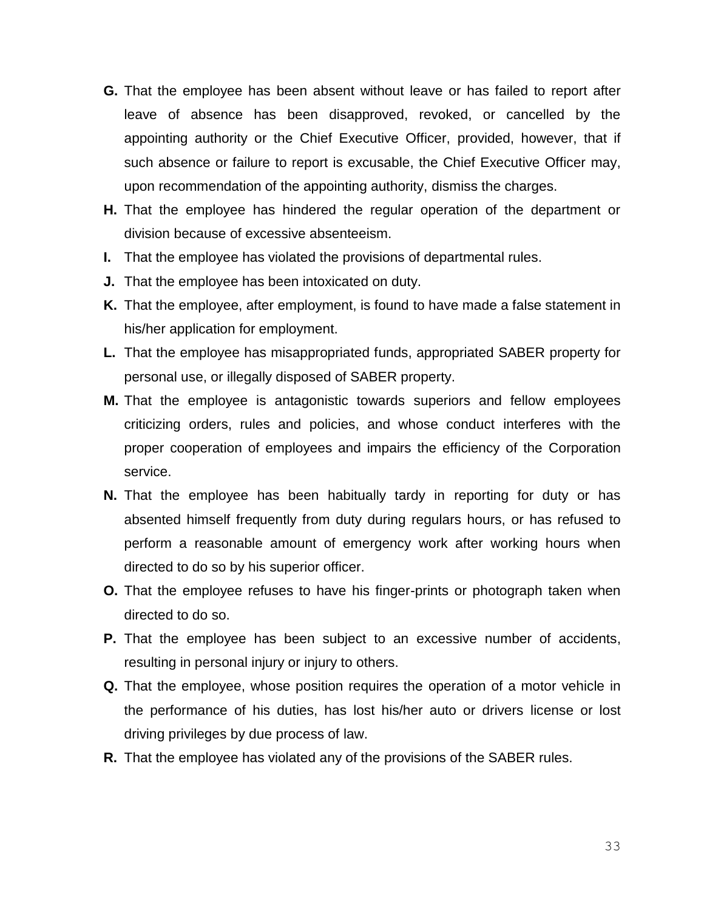**G.** That the employee has been absent without leave or has failed to report after leave of absence has been disapproved, revoked, or cancelled by the appointing authority or the Chief Executive Officer, provided, however, that if such absence or failure to report is excusable, the Chief Executive Officer may, upon recommendation of the appointing authority, dismiss the charges.

**H.** That the employee has hindered the regular operation of the department or division because of excessive absenteeism.

**I.** That the employee has violated the provisions of departmental rules.

**J.** That the employee has been intoxicated on duty.

**K.** That the employee, after employment, is found to have made a false statement in his/her application for employment.

**L.** That the employee has misappropriated funds, appropriated SABER property for personal use, or illegally disposed of SABER property.

**M.** That the employee is antagonistic towards superiors and fellow employees criticizing orders, rules and policies, and whose conduct interferes with the proper cooperation of employees and impairs the efficiency of the Corporation service.

**N.** That the employee has been habitually tardy in reporting for duty or has absented himself frequently from duty during regulars hours, or has refused to perform a reasonable amount of emergency work after working hours when directed to do so by his superior officer.

**O.** That the employee refuses to have his finger-prints or photograph taken when directed to do so.

**P.** That the employee has been subject to an excessive number of accidents, resulting in personal injury or injury to others.

**Q.** That the employee, whose position requires the operation of a motor vehicle in the performance of his duties, has lost his/her auto or drivers license or lost driving privileges by due process of law.

**R.** That the employee has violated any of the provisions of the SABER rules.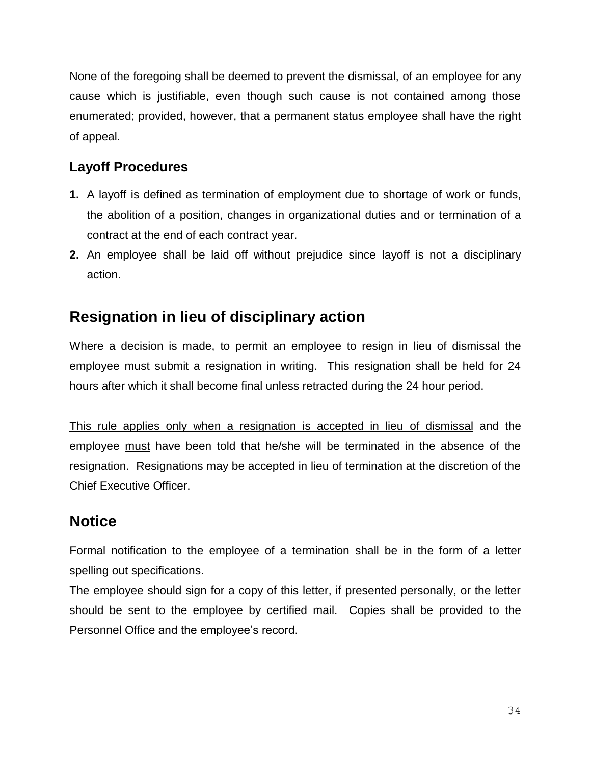None of the foregoing shall be deemed to prevent the dismissal, of an employee for any cause which is justifiable, even though such cause is not contained among those enumerated; provided, however, that a permanent status employee shall have the right of appeal.

### Layoff Procedures

1. A layoff is defined as termination of employment due to shortage of work or funds, the abolition of a position, changes in organizational duties and or termination of a contract at the end of each contract year.
2. An employee shall be laid off without prejudice since layoff is not a disciplinary action.

## Resignation in lieu of disciplinary action

Where a decision is made, to permit an employee to resign in lieu of dismissal the employee must submit a resignation in writing. This resignation shall be held for 24 hours after which it shall become final unless retracted during the 24 hour period.

<u>This rule applies only when a resignation is accepted in lieu of dismissal</u> and the employee <u>must</u> have been told that he/she will be terminated in the absence of the resignation. Resignations may be accepted in lieu of termination at the discretion of the Chief Executive Officer.

## Notice

Formal notification to the employee of a termination shall be in the form of a letter spelling out specifications.
The employee should sign for a copy of this letter, if presented personally, or the letter should be sent to the employee by certified mail. Copies shall be provided to the Personnel Office and the employee's record.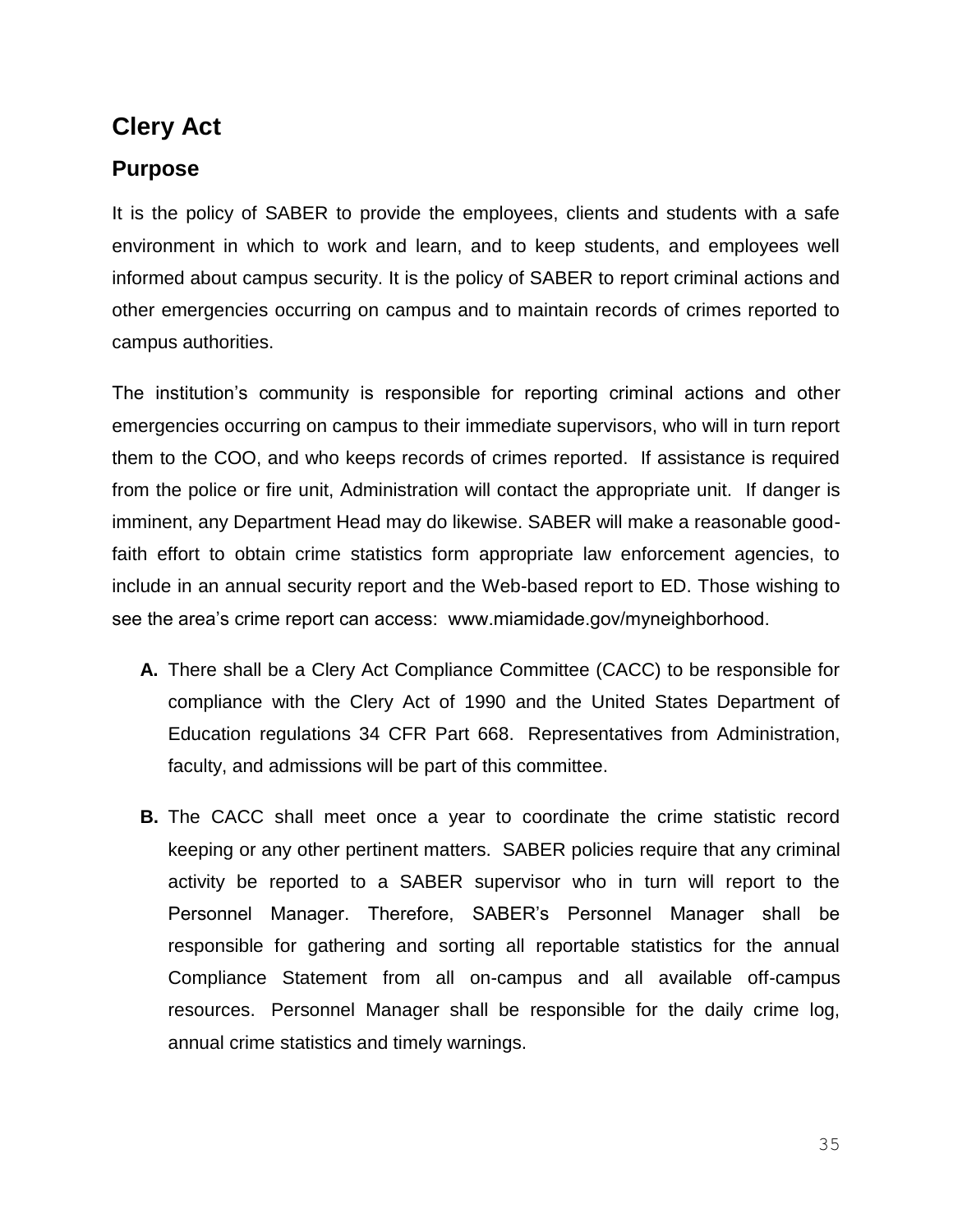# Clery Act

## Purpose

It is the policy of SABER to provide the employees, clients and students with a safe environment in which to work and learn, and to keep students, and employees well informed about campus security. It is the policy of SABER to report criminal actions and other emergencies occurring on campus and to maintain records of crimes reported to campus authorities.

The institution's community is responsible for reporting criminal actions and other emergencies occurring on campus to their immediate supervisors, who will in turn report them to the COO, and who keeps records of crimes reported. If assistance is required from the police or fire unit, Administration will contact the appropriate unit. If danger is imminent, any Department Head may do likewise. SABER will make a reasonable good-faith effort to obtain crime statistics form appropriate law enforcement agencies, to include in an annual security report and the Web-based report to ED. Those wishing to see the area's crime report can access: www.miamidade.gov/myneighborhood.

**A.** There shall be a Clery Act Compliance Committee (CACC) to be responsible for compliance with the Clery Act of 1990 and the United States Department of Education regulations 34 CFR Part 668. Representatives from Administration, faculty, and admissions will be part of this committee.

**B.** The CACC shall meet once a year to coordinate the crime statistic record keeping or any other pertinent matters. SABER policies require that any criminal activity be reported to a SABER supervisor who in turn will report to the Personnel Manager. Therefore, SABER's Personnel Manager shall be responsible for gathering and sorting all reportable statistics for the annual Compliance Statement from all on-campus and all available off-campus resources. Personnel Manager shall be responsible for the daily crime log, annual crime statistics and timely warnings.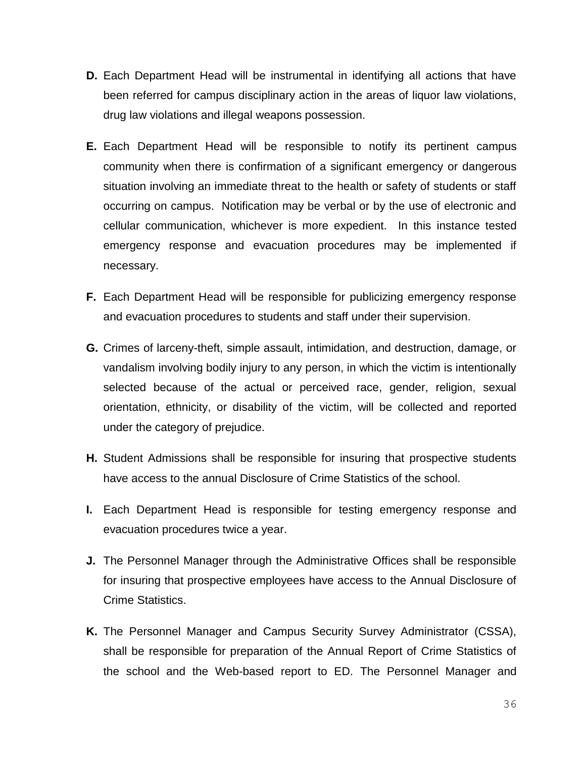**D.** Each Department Head will be instrumental in identifying all actions that have been referred for campus disciplinary action in the areas of liquor law violations, drug law violations and illegal weapons possession.

**E.** Each Department Head will be responsible to notify its pertinent campus community when there is confirmation of a significant emergency or dangerous situation involving an immediate threat to the health or safety of students or staff occurring on campus. Notification may be verbal or by the use of electronic and cellular communication, whichever is more expedient. In this instance tested emergency response and evacuation procedures may be implemented if necessary.

**F.** Each Department Head will be responsible for publicizing emergency response and evacuation procedures to students and staff under their supervision.

**G.** Crimes of larceny-theft, simple assault, intimidation, and destruction, damage, or vandalism involving bodily injury to any person, in which the victim is intentionally selected because of the actual or perceived race, gender, religion, sexual orientation, ethnicity, or disability of the victim, will be collected and reported under the category of prejudice.

**H.** Student Admissions shall be responsible for insuring that prospective students have access to the annual Disclosure of Crime Statistics of the school.

**I.** Each Department Head is responsible for testing emergency response and evacuation procedures twice a year.

**J.** The Personnel Manager through the Administrative Offices shall be responsible for insuring that prospective employees have access to the Annual Disclosure of Crime Statistics.

**K.** The Personnel Manager and Campus Security Survey Administrator (CSSA), shall be responsible for preparation of the Annual Report of Crime Statistics of the school and the Web-based report to ED. The Personnel Manager and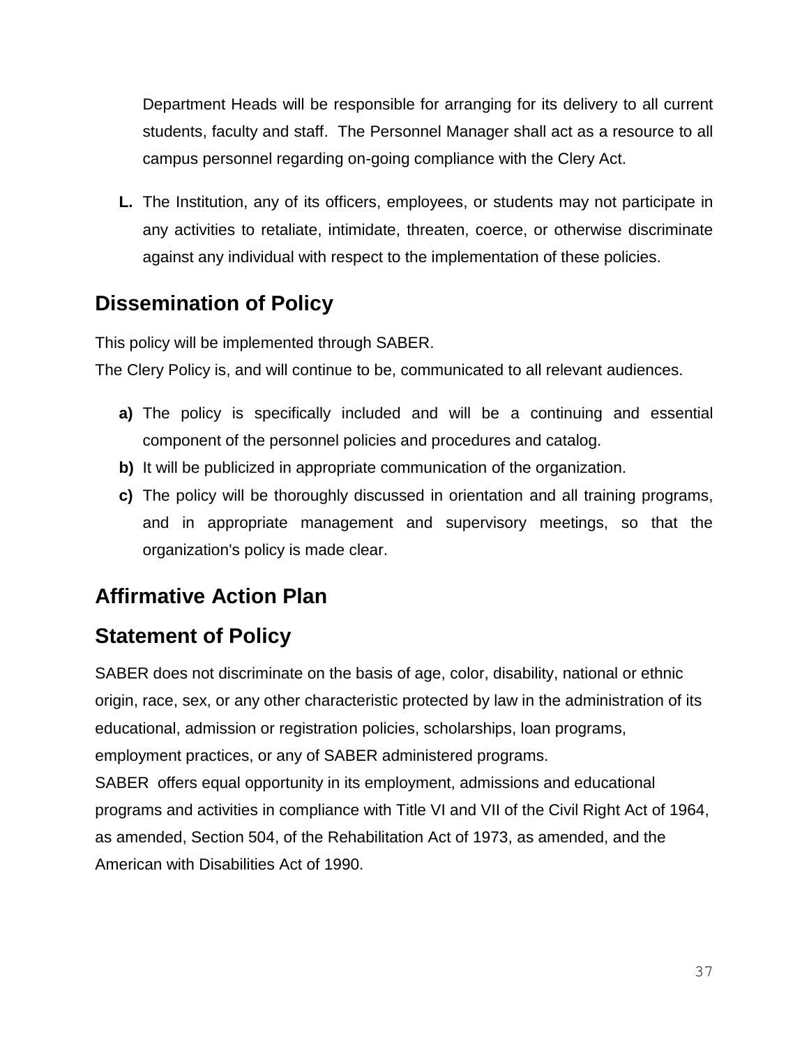Department Heads will be responsible for arranging for its delivery to all current students, faculty and staff. The Personnel Manager shall act as a resource to all campus personnel regarding on-going compliance with the Clery Act.

**L.** The Institution, any of its officers, employees, or students may not participate in any activities to retaliate, intimidate, threaten, coerce, or otherwise discriminate against any individual with respect to the implementation of these policies.

## Dissemination of Policy

This policy will be implemented through SABER.
The Clery Policy is, and will continue to be, communicated to all relevant audiences.

**a)** The policy is specifically included and will be a continuing and essential component of the personnel policies and procedures and catalog.
**b)** It will be publicized in appropriate communication of the organization.
**c)** The policy will be thoroughly discussed in orientation and all training programs, and in appropriate management and supervisory meetings, so that the organization's policy is made clear.

## Affirmative Action Plan

## Statement of Policy

SABER does not discriminate on the basis of age, color, disability, national or ethnic origin, race, sex, or any other characteristic protected by law in the administration of its educational, admission or registration policies, scholarships, loan programs, employment practices, or any of SABER administered programs.
SABER offers equal opportunity in its employment, admissions and educational programs and activities in compliance with Title VI and VII of the Civil Right Act of 1964, as amended, Section 504, of the Rehabilitation Act of 1973, as amended, and the American with Disabilities Act of 1990.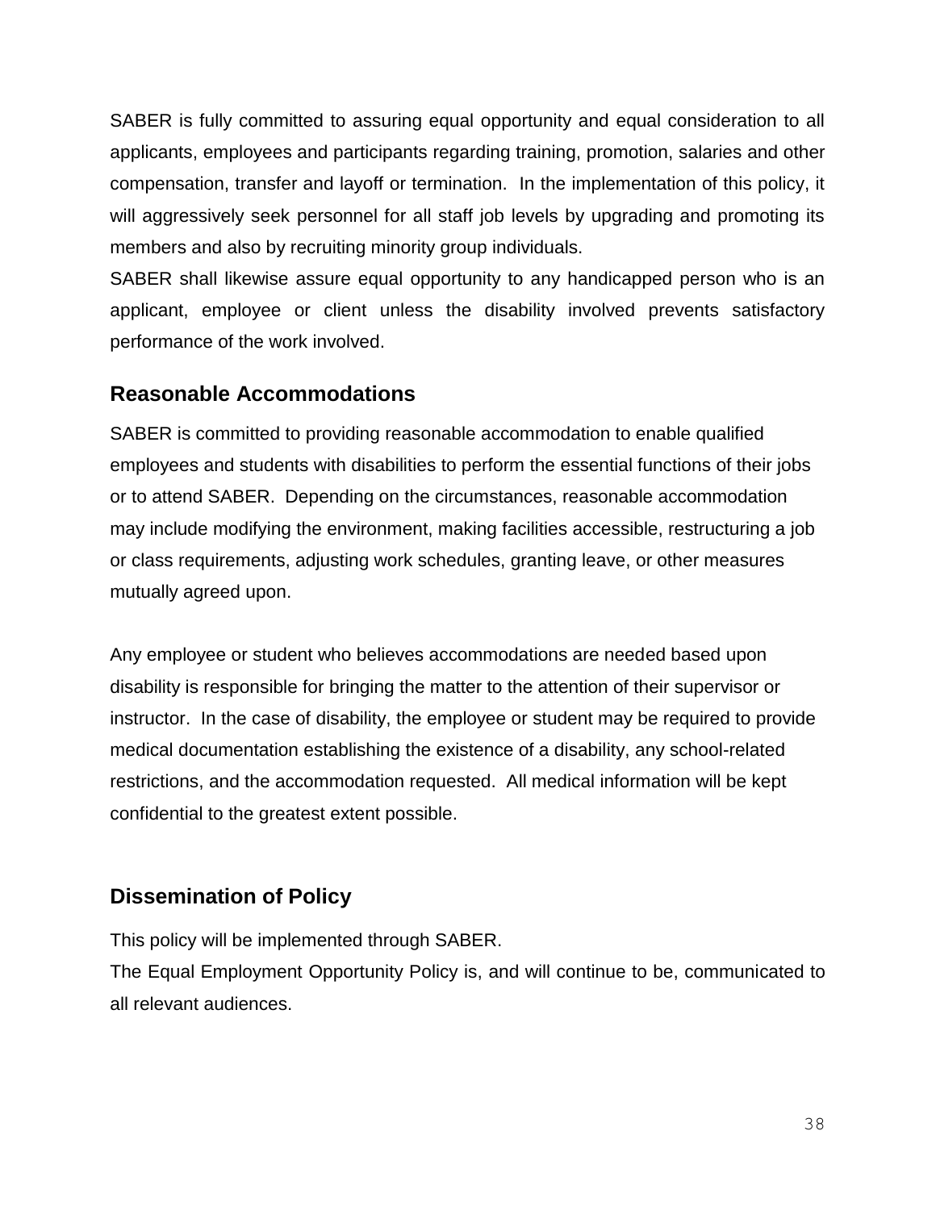SABER is fully committed to assuring equal opportunity and equal consideration to all applicants, employees and participants regarding training, promotion, salaries and other compensation, transfer and layoff or termination. In the implementation of this policy, it will aggressively seek personnel for all staff job levels by upgrading and promoting its members and also by recruiting minority group individuals.

SABER shall likewise assure equal opportunity to any handicapped person who is an applicant, employee or client unless the disability involved prevents satisfactory performance of the work involved.

## Reasonable Accommodations

SABER is committed to providing reasonable accommodation to enable qualified employees and students with disabilities to perform the essential functions of their jobs or to attend SABER. Depending on the circumstances, reasonable accommodation may include modifying the environment, making facilities accessible, restructuring a job or class requirements, adjusting work schedules, granting leave, or other measures mutually agreed upon.

Any employee or student who believes accommodations are needed based upon disability is responsible for bringing the matter to the attention of their supervisor or instructor. In the case of disability, the employee or student may be required to provide medical documentation establishing the existence of a disability, any school-related restrictions, and the accommodation requested. All medical information will be kept confidential to the greatest extent possible.

## Dissemination of Policy

This policy will be implemented through SABER.

The Equal Employment Opportunity Policy is, and will continue to be, communicated to all relevant audiences.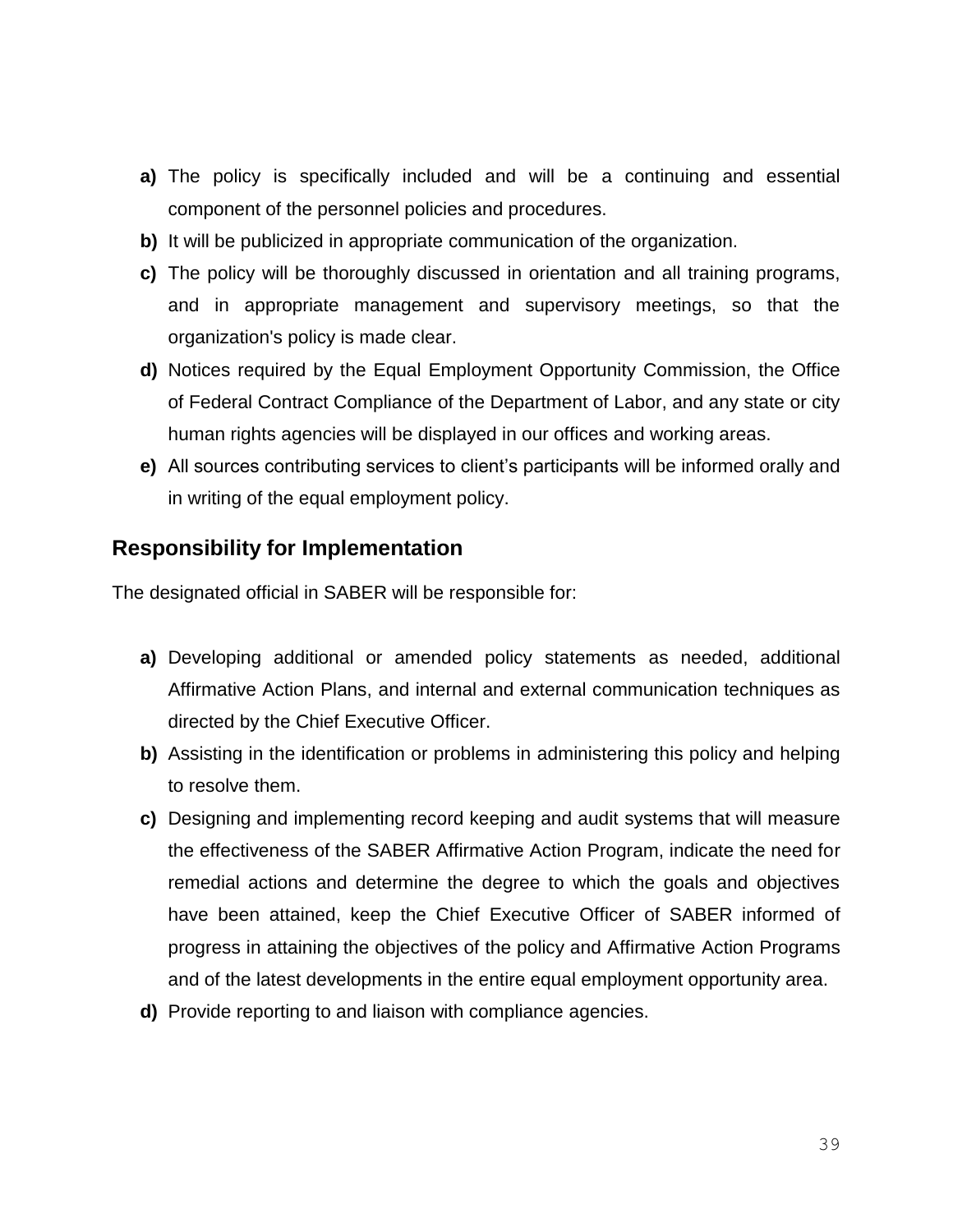- **a)** The policy is specifically included and will be a continuing and essential component of the personnel policies and procedures.
- **b)** It will be publicized in appropriate communication of the organization.
- **c)** The policy will be thoroughly discussed in orientation and all training programs, and in appropriate management and supervisory meetings, so that the organization's policy is made clear.
- **d)** Notices required by the Equal Employment Opportunity Commission, the Office of Federal Contract Compliance of the Department of Labor, and any state or city human rights agencies will be displayed in our offices and working areas.
- **e)** All sources contributing services to client's participants will be informed orally and in writing of the equal employment policy.

## Responsibility for Implementation

The designated official in SABER will be responsible for:

- **a)** Developing additional or amended policy statements as needed, additional Affirmative Action Plans, and internal and external communication techniques as directed by the Chief Executive Officer.
- **b)** Assisting in the identification or problems in administering this policy and helping to resolve them.
- **c)** Designing and implementing record keeping and audit systems that will measure the effectiveness of the SABER Affirmative Action Program, indicate the need for remedial actions and determine the degree to which the goals and objectives have been attained, keep the Chief Executive Officer of SABER informed of progress in attaining the objectives of the policy and Affirmative Action Programs and of the latest developments in the entire equal employment opportunity area.
- **d)** Provide reporting to and liaison with compliance agencies.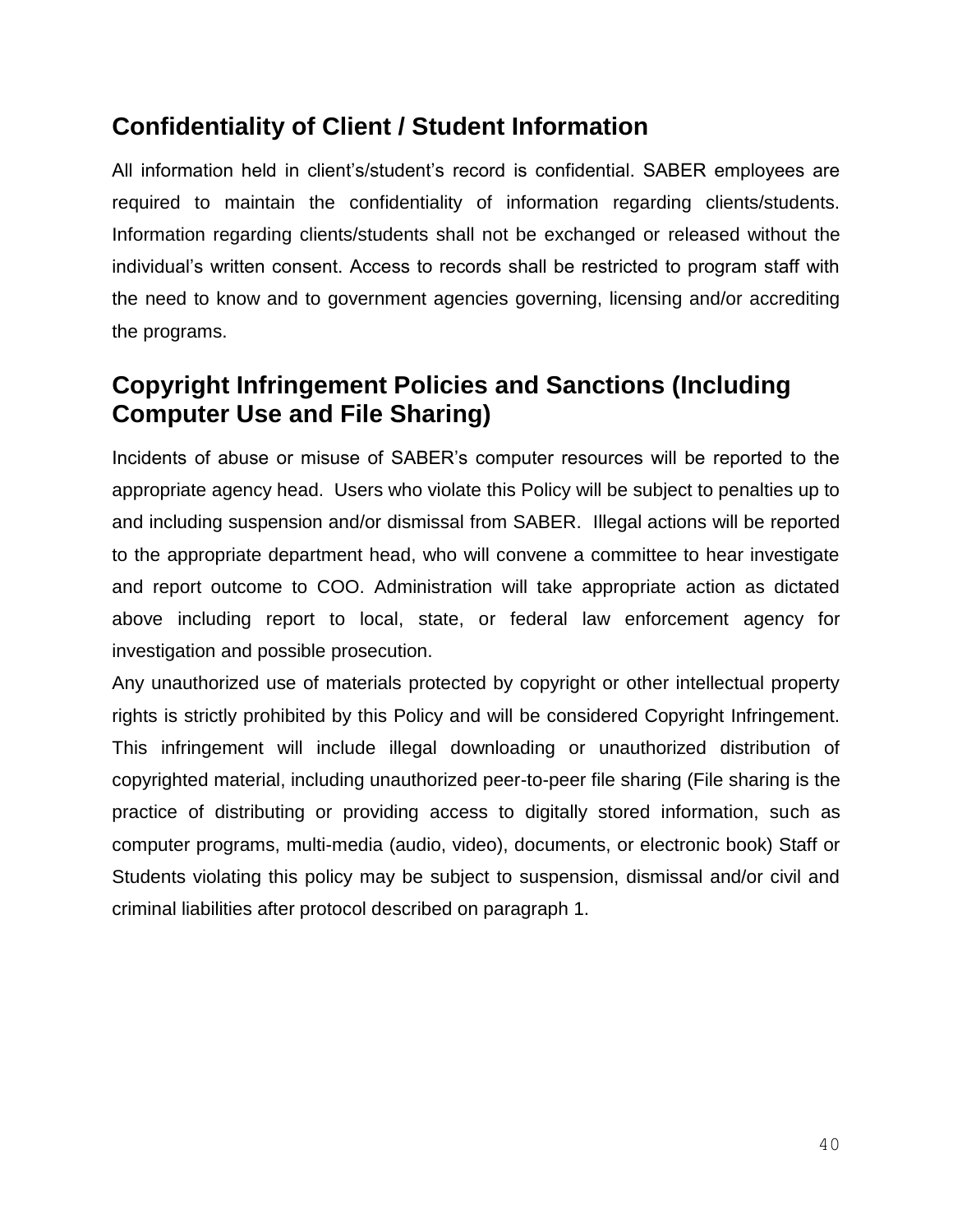## Confidentiality of Client / Student Information

All information held in client's/student's record is confidential. SABER employees are required to maintain the confidentiality of information regarding clients/students. Information regarding clients/students shall not be exchanged or released without the individual's written consent. Access to records shall be restricted to program staff with the need to know and to government agencies governing, licensing and/or accrediting the programs.

## Copyright Infringement Policies and Sanctions (Including Computer Use and File Sharing)

Incidents of abuse or misuse of SABER's computer resources will be reported to the appropriate agency head. Users who violate this Policy will be subject to penalties up to and including suspension and/or dismissal from SABER. Illegal actions will be reported to the appropriate department head, who will convene a committee to hear investigate and report outcome to COO. Administration will take appropriate action as dictated above including report to local, state, or federal law enforcement agency for investigation and possible prosecution.

Any unauthorized use of materials protected by copyright or other intellectual property rights is strictly prohibited by this Policy and will be considered Copyright Infringement. This infringement will include illegal downloading or unauthorized distribution of copyrighted material, including unauthorized peer-to-peer file sharing (File sharing is the practice of distributing or providing access to digitally stored information, such as computer programs, multi-media (audio, video), documents, or electronic book) Staff or Students violating this policy may be subject to suspension, dismissal and/or civil and criminal liabilities after protocol described on paragraph 1.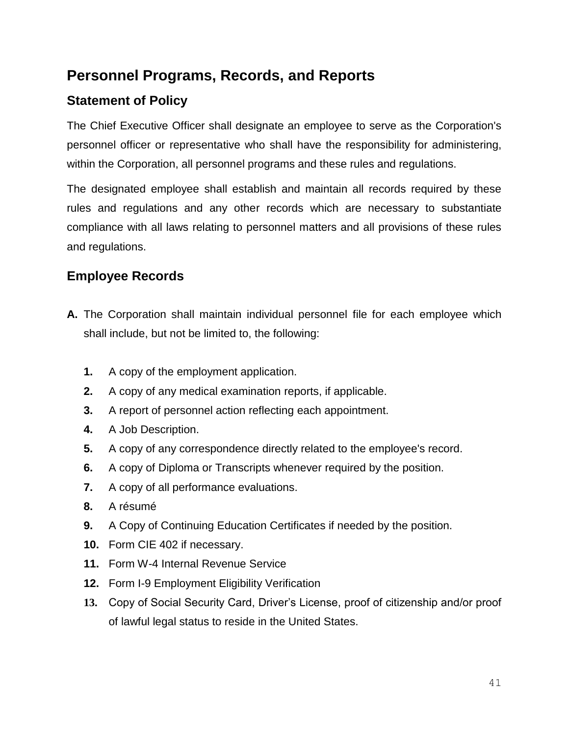# Personnel Programs, Records, and Reports

## Statement of Policy

The Chief Executive Officer shall designate an employee to serve as the Corporation's personnel officer or representative who shall have the responsibility for administering, within the Corporation, all personnel programs and these rules and regulations.

The designated employee shall establish and maintain all records required by these rules and regulations and any other records which are necessary to substantiate compliance with all laws relating to personnel matters and all provisions of these rules and regulations.

## Employee Records

**A.** The Corporation shall maintain individual personnel file for each employee which shall include, but not be limited to, the following:

1. A copy of the employment application.
2. A copy of any medical examination reports, if applicable.
3. A report of personnel action reflecting each appointment.
4. A Job Description.
5. A copy of any correspondence directly related to the employee's record.
6. A copy of Diploma or Transcripts whenever required by the position.
7. A copy of all performance evaluations.
8. A résumé
9. A Copy of Continuing Education Certificates if needed by the position.
10. Form CIE 402 if necessary.
11. Form W-4 Internal Revenue Service
12. Form I-9 Employment Eligibility Verification
13. Copy of Social Security Card, Driver's License, proof of citizenship and/or proof of lawful legal status to reside in the United States.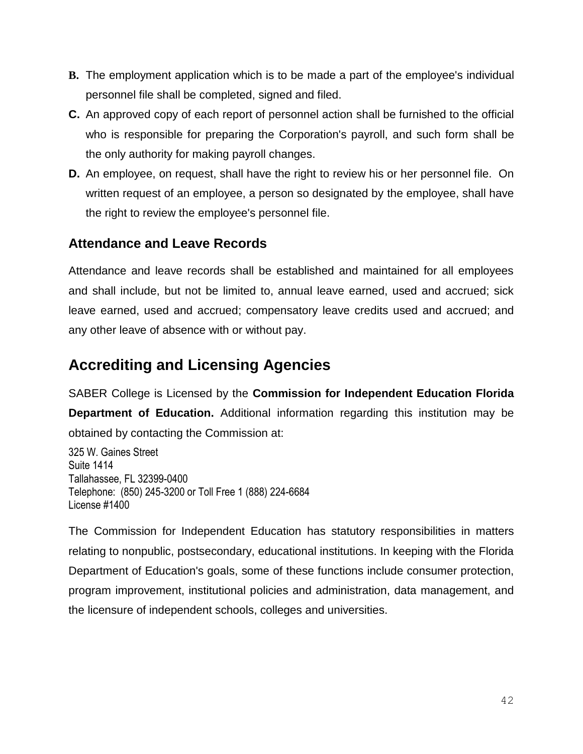**B.** The employment application which is to be made a part of the employee's individual personnel file shall be completed, signed and filed.

**C.** An approved copy of each report of personnel action shall be furnished to the official who is responsible for preparing the Corporation's payroll, and such form shall be the only authority for making payroll changes.

**D.** An employee, on request, shall have the right to review his or her personnel file. On written request of an employee, a person so designated by the employee, shall have the right to review the employee's personnel file.

### Attendance and Leave Records

Attendance and leave records shall be established and maintained for all employees and shall include, but not be limited to, annual leave earned, used and accrued; sick leave earned, used and accrued; compensatory leave credits used and accrued; and any other leave of absence with or without pay.

## Accrediting and Licensing Agencies

SABER College is Licensed by the **Commission for Independent Education Florida Department of Education.** Additional information regarding this institution may be obtained by contacting the Commission at:

325 W. Gaines Street
Suite 1414
Tallahassee, FL 32399-0400
Telephone: (850) 245-3200 or Toll Free 1 (888) 224-6684
License #1400

The Commission for Independent Education has statutory responsibilities in matters relating to nonpublic, postsecondary, educational institutions. In keeping with the Florida Department of Education's goals, some of these functions include consumer protection, program improvement, institutional policies and administration, data management, and the licensure of independent schools, colleges and universities.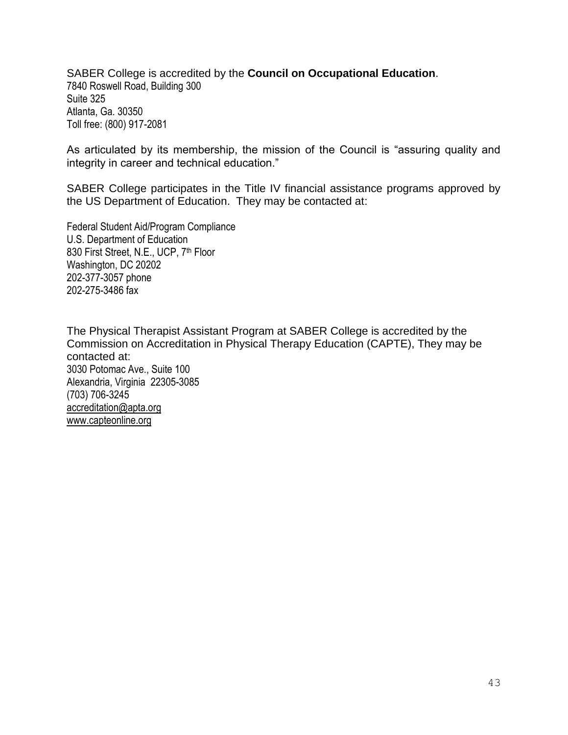SABER College is accredited by the **Council on Occupational Education**.
7840 Roswell Road, Building 300
Suite 325
Atlanta, Ga. 30350
Toll free: (800) 917-2081

As articulated by its membership, the mission of the Council is "assuring quality and integrity in career and technical education."

SABER College participates in the Title IV financial assistance programs approved by the US Department of Education. They may be contacted at:

Federal Student Aid/Program Compliance
U.S. Department of Education
830 First Street, N.E., UCP, 7th Floor
Washington, DC 20202
202-377-3057 phone
202-275-3486 fax

The Physical Therapist Assistant Program at SABER College is accredited by the Commission on Accreditation in Physical Therapy Education (CAPTE), They may be contacted at:
3030 Potomac Ave., Suite 100
Alexandria, Virginia 22305-3085
(703) 706-3245
accreditation@apta.org
www.capteonline.org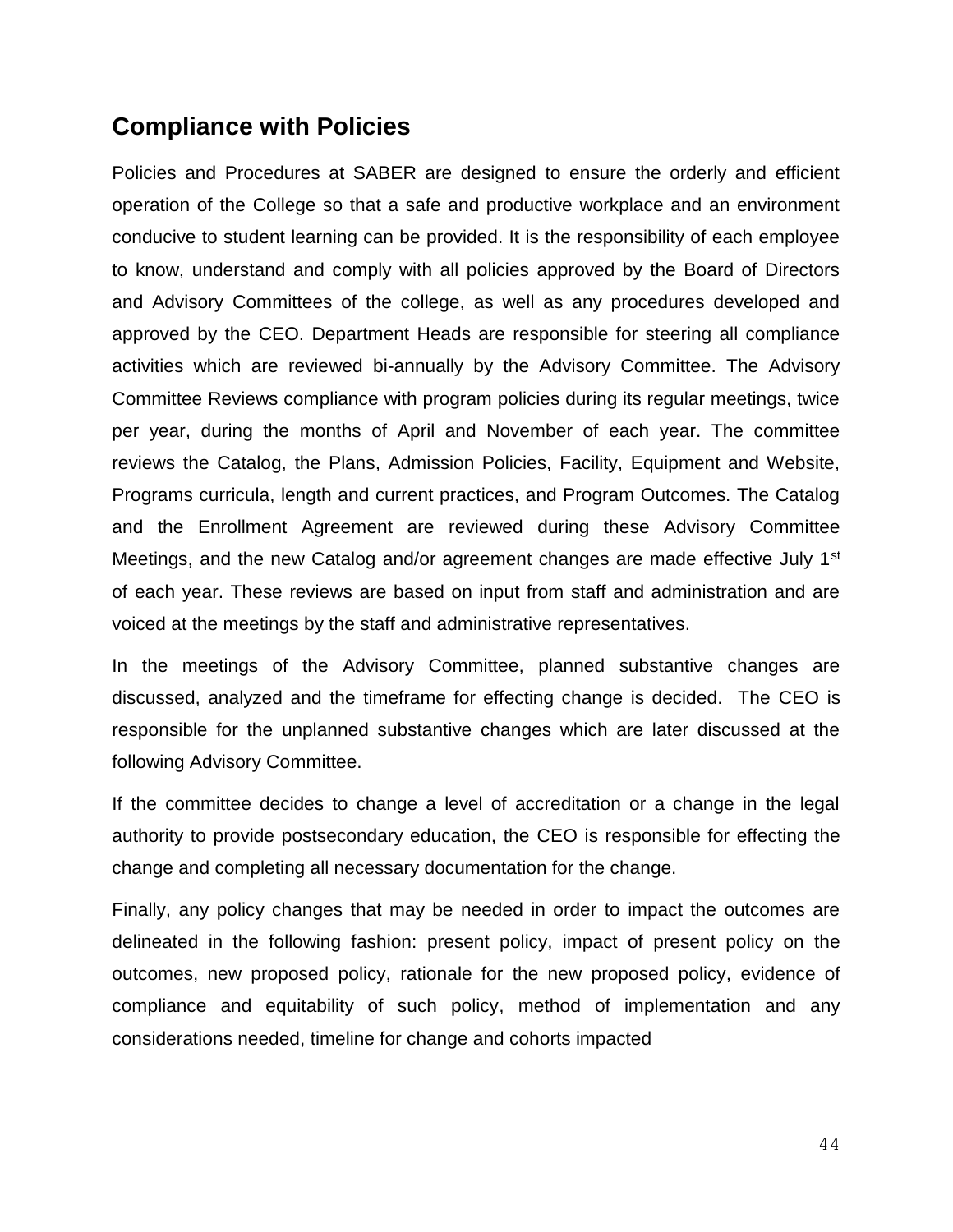## Compliance with Policies

Policies and Procedures at SABER are designed to ensure the orderly and efficient operation of the College so that a safe and productive workplace and an environment conducive to student learning can be provided. It is the responsibility of each employee to know, understand and comply with all policies approved by the Board of Directors and Advisory Committees of the college, as well as any procedures developed and approved by the CEO. Department Heads are responsible for steering all compliance activities which are reviewed bi-annually by the Advisory Committee. The Advisory Committee Reviews compliance with program policies during its regular meetings, twice per year, during the months of April and November of each year. The committee reviews the Catalog, the Plans, Admission Policies, Facility, Equipment and Website, Programs curricula, length and current practices, and Program Outcomes. The Catalog and the Enrollment Agreement are reviewed during these Advisory Committee Meetings, and the new Catalog and/or agreement changes are made effective July 1st of each year. These reviews are based on input from staff and administration and are voiced at the meetings by the staff and administrative representatives.

In the meetings of the Advisory Committee, planned substantive changes are discussed, analyzed and the timeframe for effecting change is decided. The CEO is responsible for the unplanned substantive changes which are later discussed at the following Advisory Committee.

If the committee decides to change a level of accreditation or a change in the legal authority to provide postsecondary education, the CEO is responsible for effecting the change and completing all necessary documentation for the change.

Finally, any policy changes that may be needed in order to impact the outcomes are delineated in the following fashion: present policy, impact of present policy on the outcomes, new proposed policy, rationale for the new proposed policy, evidence of compliance and equitability of such policy, method of implementation and any considerations needed, timeline for change and cohorts impacted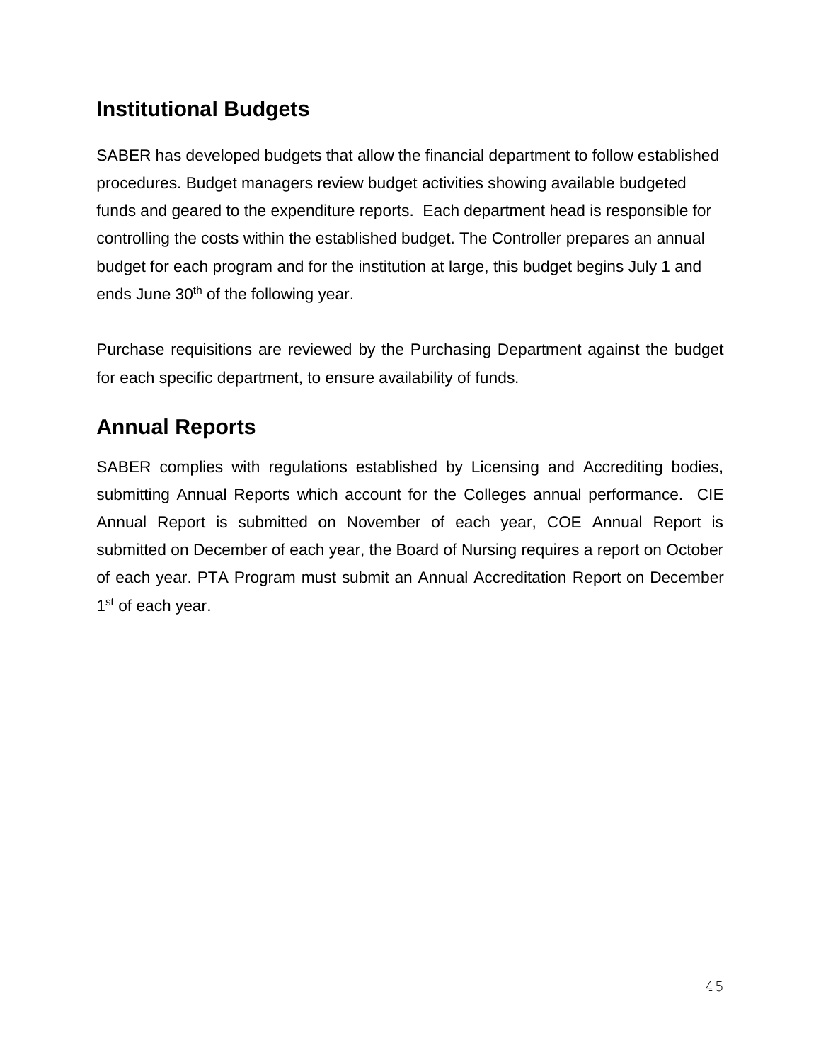## Institutional Budgets

SABER has developed budgets that allow the financial department to follow established procedures. Budget managers review budget activities showing available budgeted funds and geared to the expenditure reports. Each department head is responsible for controlling the costs within the established budget. The Controller prepares an annual budget for each program and for the institution at large, this budget begins July 1 and ends June 30th of the following year.

Purchase requisitions are reviewed by the Purchasing Department against the budget for each specific department, to ensure availability of funds.

## Annual Reports

SABER complies with regulations established by Licensing and Accrediting bodies, submitting Annual Reports which account for the Colleges annual performance. CIE Annual Report is submitted on November of each year, COE Annual Report is submitted on December of each year, the Board of Nursing requires a report on October of each year. PTA Program must submit an Annual Accreditation Report on December 1st of each year.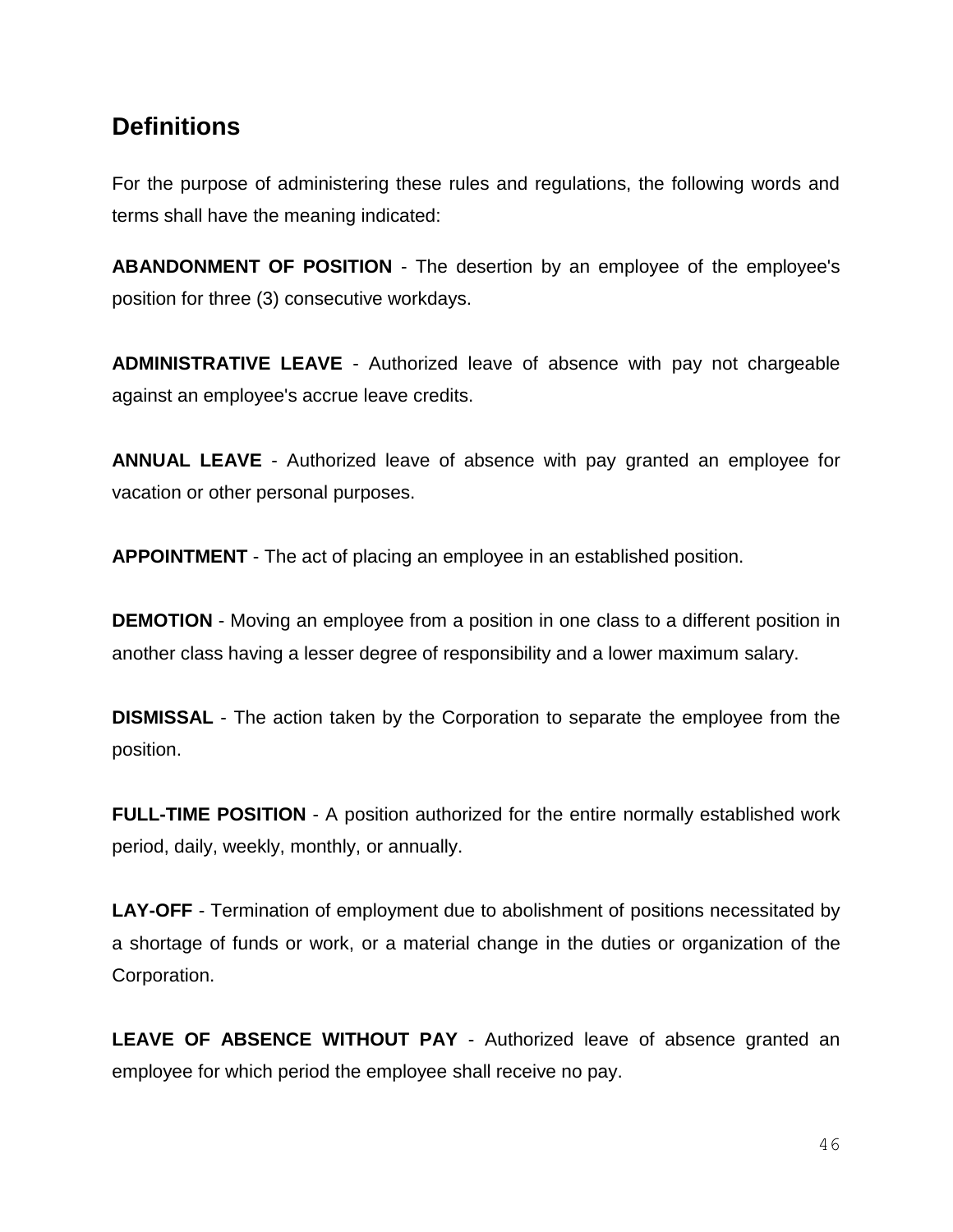## Definitions

For the purpose of administering these rules and regulations, the following words and terms shall have the meaning indicated:

**ABANDONMENT OF POSITION** - The desertion by an employee of the employee's position for three (3) consecutive workdays.

**ADMINISTRATIVE LEAVE** - Authorized leave of absence with pay not chargeable against an employee's accrue leave credits.

**ANNUAL LEAVE** - Authorized leave of absence with pay granted an employee for vacation or other personal purposes.

**APPOINTMENT** - The act of placing an employee in an established position.

**DEMOTION** - Moving an employee from a position in one class to a different position in another class having a lesser degree of responsibility and a lower maximum salary.

**DISMISSAL** - The action taken by the Corporation to separate the employee from the position.

**FULL-TIME POSITION** - A position authorized for the entire normally established work period, daily, weekly, monthly, or annually.

**LAY-OFF** - Termination of employment due to abolishment of positions necessitated by a shortage of funds or work, or a material change in the duties or organization of the Corporation.

**LEAVE OF ABSENCE WITHOUT PAY** - Authorized leave of absence granted an employee for which period the employee shall receive no pay.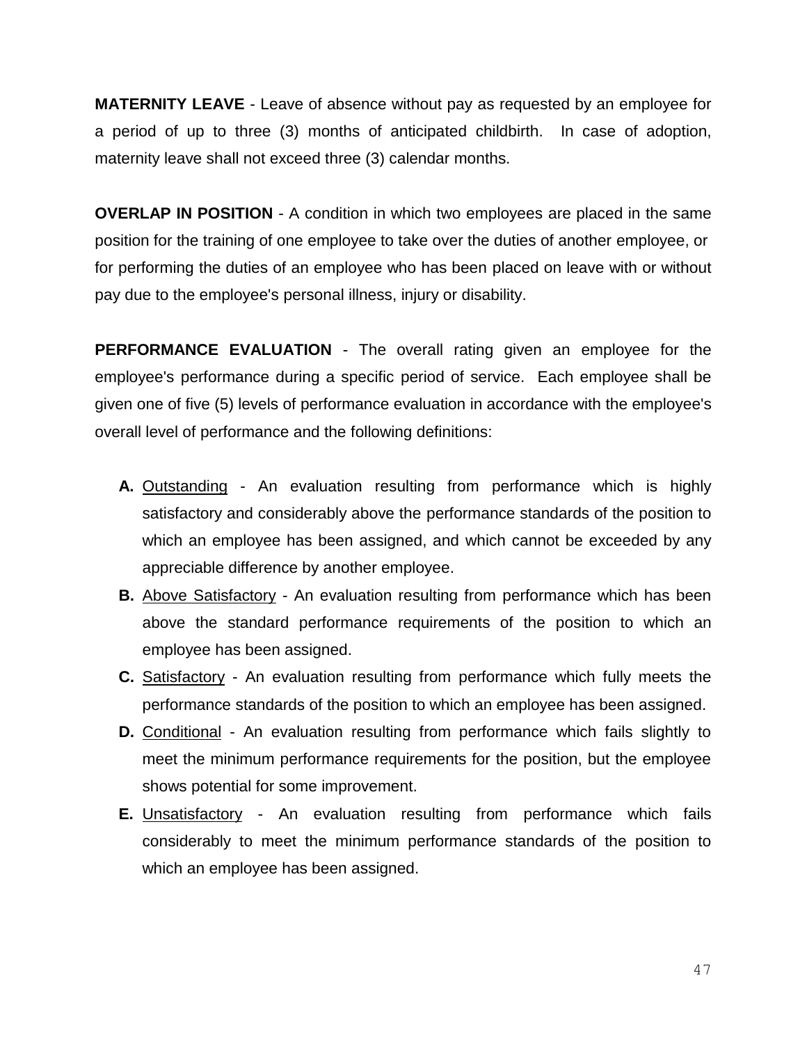**MATERNITY LEAVE** - Leave of absence without pay as requested by an employee for a period of up to three (3) months of anticipated childbirth. In case of adoption, maternity leave shall not exceed three (3) calendar months.

**OVERLAP IN POSITION** - A condition in which two employees are placed in the same position for the training of one employee to take over the duties of another employee, or for performing the duties of an employee who has been placed on leave with or without pay due to the employee's personal illness, injury or disability.

**PERFORMANCE EVALUATION** - The overall rating given an employee for the employee's performance during a specific period of service. Each employee shall be given one of five (5) levels of performance evaluation in accordance with the employee's overall level of performance and the following definitions:

- **A.** Outstanding - An evaluation resulting from performance which is highly satisfactory and considerably above the performance standards of the position to which an employee has been assigned, and which cannot be exceeded by any appreciable difference by another employee.
- **B.** Above Satisfactory - An evaluation resulting from performance which has been above the standard performance requirements of the position to which an employee has been assigned.
- **C.** Satisfactory - An evaluation resulting from performance which fully meets the performance standards of the position to which an employee has been assigned.
- **D.** Conditional - An evaluation resulting from performance which fails slightly to meet the minimum performance requirements for the position, but the employee shows potential for some improvement.
- **E.** Unsatisfactory - An evaluation resulting from performance which fails considerably to meet the minimum performance standards of the position to which an employee has been assigned.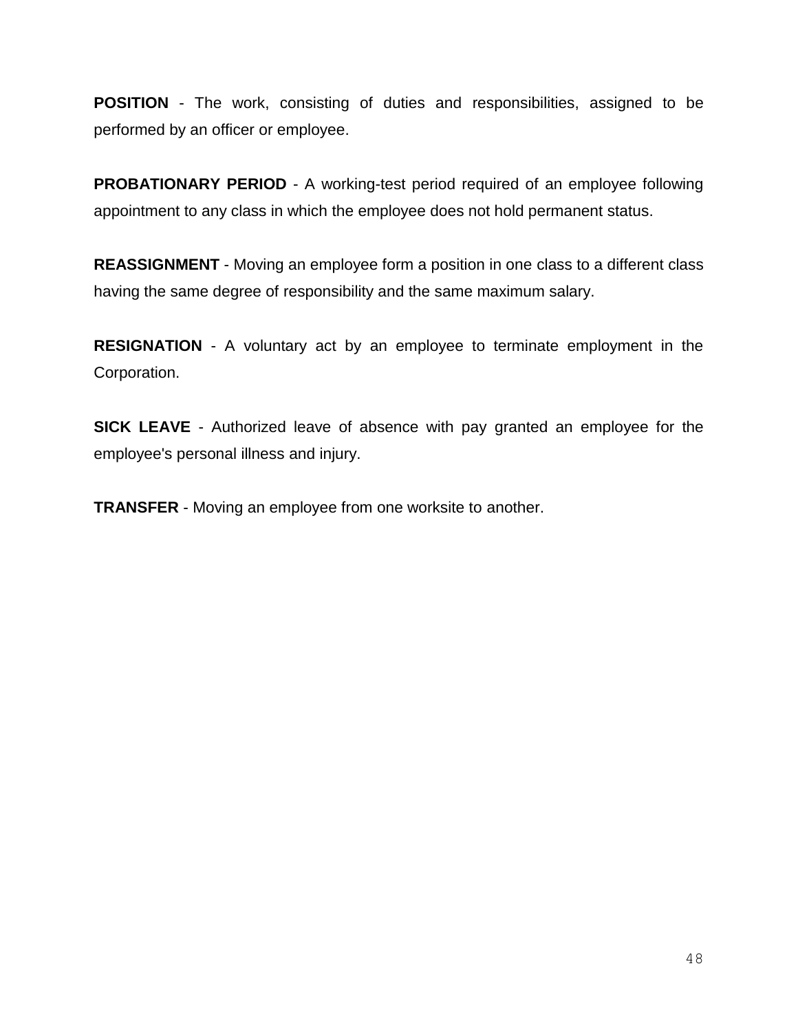**POSITION** - The work, consisting of duties and responsibilities, assigned to be performed by an officer or employee.

**PROBATIONARY PERIOD** - A working-test period required of an employee following appointment to any class in which the employee does not hold permanent status.

**REASSIGNMENT** - Moving an employee form a position in one class to a different class having the same degree of responsibility and the same maximum salary.

**RESIGNATION** - A voluntary act by an employee to terminate employment in the Corporation.

**SICK LEAVE** - Authorized leave of absence with pay granted an employee for the employee's personal illness and injury.

**TRANSFER** - Moving an employee from one worksite to another.